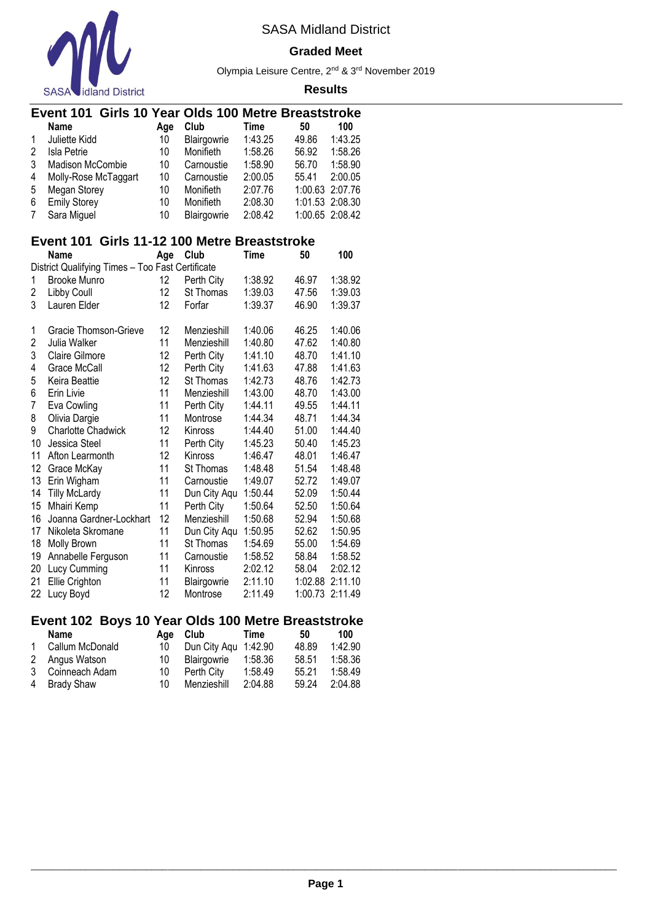SASA Midland District

**Graded Meet**

Olympia Leisure Centre, 2nd & 3rd November 2019

**Results**

## Event 101 Girls 10 Year Olds 100 Metre Breaststroke

| | Name | Age | Club | Time | 50 | 100 |
|---|---|---|---|---|---|---|
| 1 | Juliette Kidd | 10 | Blairgowrie | 1:43.25 | 49.86 | 1:43.25 |
| 2 | Isla Petrie | 10 | Monifieth | 1:58.26 | 56.92 | 1:58.26 |
| 3 | Madison McCombie | 10 | Carnoustie | 1:58.90 | 56.70 | 1:58.90 |
| 4 | Molly-Rose McTaggart | 10 | Carnoustie | 2:00.05 | 55.41 | 2:00.05 |
| 5 | Megan Storey | 10 | Monifieth | 2:07.76 | 1:00.63 | 2:07.76 |
| 6 | Emily Storey | 10 | Monifieth | 2:08.30 | 1:01.53 | 2:08.30 |
| 7 | Sara Miguel | 10 | Blairgowrie | 2:08.42 | 1:00.65 | 2:08.42 |

## Event 101 Girls 11-12 100 Metre Breaststroke

District Qualifying Times – Too Fast Certificate

| | Name | Age | Club | Time | 50 | 100 |
|---|---|---|---|---|---|---|
| 1 | Brooke Munro | 12 | Perth City | 1:38.92 | 46.97 | 1:38.92 |
| 2 | Libby Coull | 12 | St Thomas | 1:39.03 | 47.56 | 1:39.03 |
| 3 | Lauren Elder | 12 | Forfar | 1:39.37 | 46.90 | 1:39.37 |

| | Name | Age | Club | Time | 50 | 100 |
|---|---|---|---|---|---|---|
| 1 | Gracie Thomson-Grieve | 12 | Menzieshill | 1:40.06 | 46.25 | 1:40.06 |
| 2 | Julia Walker | 11 | Menzieshill | 1:40.80 | 47.62 | 1:40.80 |
| 3 | Claire Gilmore | 12 | Perth City | 1:41.10 | 48.70 | 1:41.10 |
| 4 | Grace McCall | 12 | Perth City | 1:41.63 | 47.88 | 1:41.63 |
| 5 | Keira Beattie | 12 | St Thomas | 1:42.73 | 48.76 | 1:42.73 |
| 6 | Erin Livie | 11 | Menzieshill | 1:43.00 | 48.70 | 1:43.00 |
| 7 | Eva Cowling | 11 | Perth City | 1:44.11 | 49.55 | 1:44.11 |
| 8 | Olivia Dargie | 11 | Montrose | 1:44.34 | 48.71 | 1:44.34 |
| 9 | Charlotte Chadwick | 12 | Kinross | 1:44.40 | 51.00 | 1:44.40 |
| 10 | Jessica Steel | 11 | Perth City | 1:45.23 | 50.40 | 1:45.23 |
| 11 | Afton Learmonth | 12 | Kinross | 1:46.47 | 48.01 | 1:46.47 |
| 12 | Grace McKay | 11 | St Thomas | 1:48.48 | 51.54 | 1:48.48 |
| 13 | Erin Wigham | 11 | Carnoustie | 1:49.07 | 52.72 | 1:49.07 |
| 14 | Tilly McLardy | 11 | Dun City Aqu | 1:50.44 | 52.09 | 1:50.44 |
| 15 | Mhairi Kemp | 11 | Perth City | 1:50.64 | 52.50 | 1:50.64 |
| 16 | Joanna Gardner-Lockhart | 12 | Menzieshill | 1:50.68 | 52.94 | 1:50.68 |
| 17 | Nikoleta Skromane | 11 | Dun City Aqu | 1:50.95 | 52.62 | 1:50.95 |
| 18 | Molly Brown | 11 | St Thomas | 1:54.69 | 55.00 | 1:54.69 |
| 19 | Annabelle Ferguson | 11 | Carnoustie | 1:58.52 | 58.84 | 1:58.52 |
| 20 | Lucy Cumming | 11 | Kinross | 2:02.12 | 58.04 | 2:02.12 |
| 21 | Ellie Crighton | 11 | Blairgowrie | 2:11.10 | 1:02.88 | 2:11.10 |
| 22 | Lucy Boyd | 12 | Montrose | 2:11.49 | 1:00.73 | 2:11.49 |

## Event 102 Boys 10 Year Olds 100 Metre Breaststroke

| | Name | Age | Club | Time | 50 | 100 |
|---|---|---|---|---|---|---|
| 1 | Callum McDonald | 10 | Dun City Aqu | 1:42.90 | 48.89 | 1:42.90 |
| 2 | Angus Watson | 10 | Blairgowrie | 1:58.36 | 58.51 | 1:58.36 |
| 3 | Coinneach Adam | 10 | Perth City | 1:58.49 | 55.21 | 1:58.49 |
| 4 | Brady Shaw | 10 | Menzieshill | 2:04.88 | 59.24 | 2:04.88 |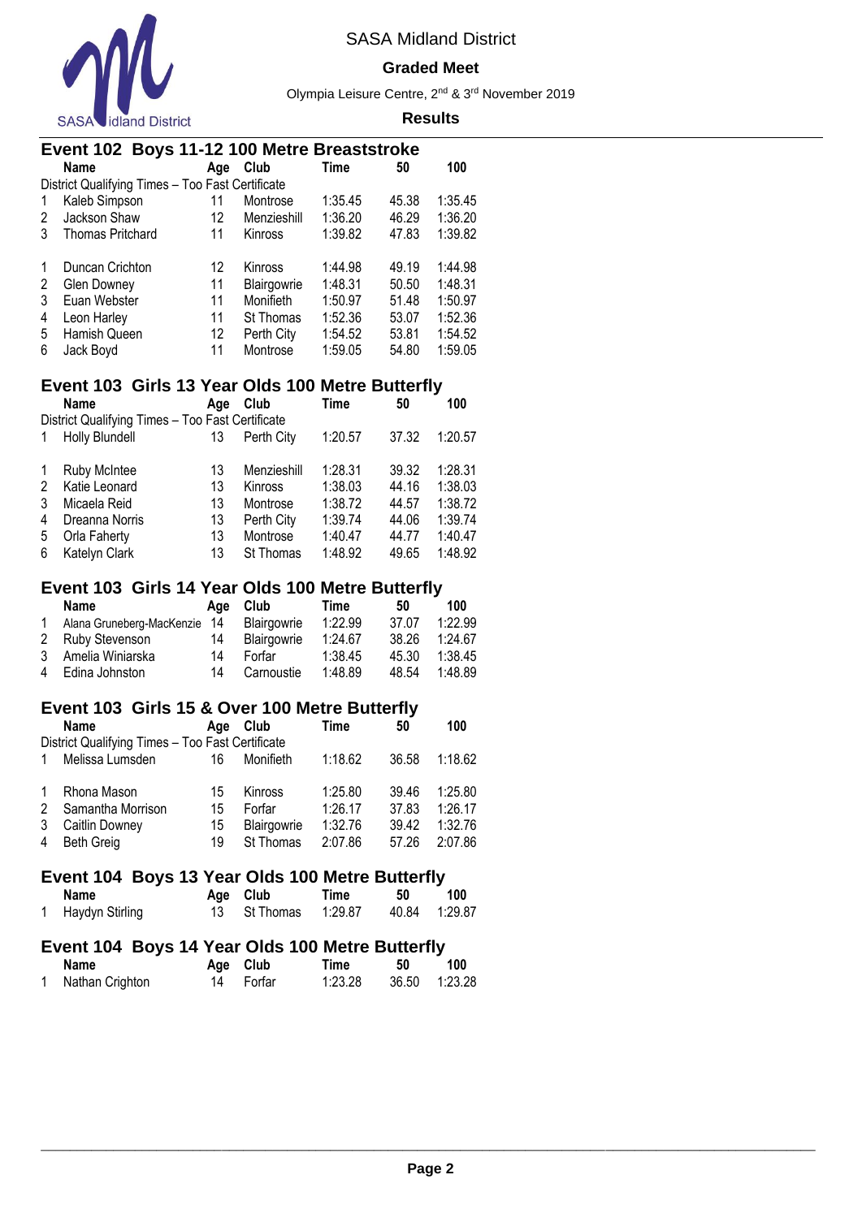SASA Midland District

**Graded Meet**

Olympia Leisure Centre, 2nd & 3rd November 2019

**Results**

## Event 102 Boys 11-12 100 Metre Breaststroke

| | Name | Age | Club | Time | 50 | 100 |
|---|---|---|---|---|---|---|
| District Qualifying Times – Too Fast Certificate | | | | | | |
| 1 | Kaleb Simpson | 11 | Montrose | 1:35.45 | 45.38 | 1:35.45 |
| 2 | Jackson Shaw | 12 | Menzieshill | 1:36.20 | 46.29 | 1:36.20 |
| 3 | Thomas Pritchard | 11 | Kinross | 1:39.82 | 47.83 | 1:39.82 |
| | | | | | | |
| 1 | Duncan Crichton | 12 | Kinross | 1:44.98 | 49.19 | 1:44.98 |
| 2 | Glen Downey | 11 | Blairgowrie | 1:48.31 | 50.50 | 1:48.31 |
| 3 | Euan Webster | 11 | Monifieth | 1:50.97 | 51.48 | 1:50.97 |
| 4 | Leon Harley | 11 | St Thomas | 1:52.36 | 53.07 | 1:52.36 |
| 5 | Hamish Queen | 12 | Perth City | 1:54.52 | 53.81 | 1:54.52 |
| 6 | Jack Boyd | 11 | Montrose | 1:59.05 | 54.80 | 1:59.05 |

## Event 103 Girls 13 Year Olds 100 Metre Butterfly

| | Name | Age | Club | Time | 50 | 100 |
|---|---|---|---|---|---|---|
| District Qualifying Times – Too Fast Certificate | | | | | | |
| 1 | Holly Blundell | 13 | Perth City | 1:20.57 | 37.32 | 1:20.57 |
| | | | | | | |
| 1 | Ruby McIntee | 13 | Menzieshill | 1:28.31 | 39.32 | 1:28.31 |
| 2 | Katie Leonard | 13 | Kinross | 1:38.03 | 44.16 | 1:38.03 |
| 3 | Micaela Reid | 13 | Montrose | 1:38.72 | 44.57 | 1:38.72 |
| 4 | Dreanna Norris | 13 | Perth City | 1:39.74 | 44.06 | 1:39.74 |
| 5 | Orla Faherty | 13 | Montrose | 1:40.47 | 44.77 | 1:40.47 |
| 6 | Katelyn Clark | 13 | St Thomas | 1:48.92 | 49.65 | 1:48.92 |

## Event 103 Girls 14 Year Olds 100 Metre Butterfly

| | Name | Age | Club | Time | 50 | 100 |
|---|---|---|---|---|---|---|
| 1 | Alana Gruneberg-MacKenzie | 14 | Blairgowrie | 1:22.99 | 37.07 | 1:22.99 |
| 2 | Ruby Stevenson | 14 | Blairgowrie | 1:24.67 | 38.26 | 1:24.67 |
| 3 | Amelia Winiarska | 14 | Forfar | 1:38.45 | 45.30 | 1:38.45 |
| 4 | Edina Johnston | 14 | Carnoustie | 1:48.89 | 48.54 | 1:48.89 |

## Event 103 Girls 15 & Over 100 Metre Butterfly

| | Name | Age | Club | Time | 50 | 100 |
|---|---|---|---|---|---|---|
| District Qualifying Times – Too Fast Certificate | | | | | | |
| 1 | Melissa Lumsden | 16 | Monifieth | 1:18.62 | 36.58 | 1:18.62 |
| | | | | | | |
| 1 | Rhona Mason | 15 | Kinross | 1:25.80 | 39.46 | 1:25.80 |
| 2 | Samantha Morrison | 15 | Forfar | 1:26.17 | 37.83 | 1:26.17 |
| 3 | Caitlin Downey | 15 | Blairgowrie | 1:32.76 | 39.42 | 1:32.76 |
| 4 | Beth Greig | 19 | St Thomas | 2:07.86 | 57.26 | 2:07.86 |

## Event 104 Boys 13 Year Olds 100 Metre Butterfly

| | Name | Age | Club | Time | 50 | 100 |
|---|---|---|---|---|---|---|
| 1 | Haydyn Stirling | 13 | St Thomas | 1:29.87 | 40.84 | 1:29.87 |

## Event 104 Boys 14 Year Olds 100 Metre Butterfly

| | Name | Age | Club | Time | 50 | 100 |
|---|---|---|---|---|---|---|
| 1 | Nathan Crighton | 14 | Forfar | 1:23.28 | 36.50 | 1:23.28 |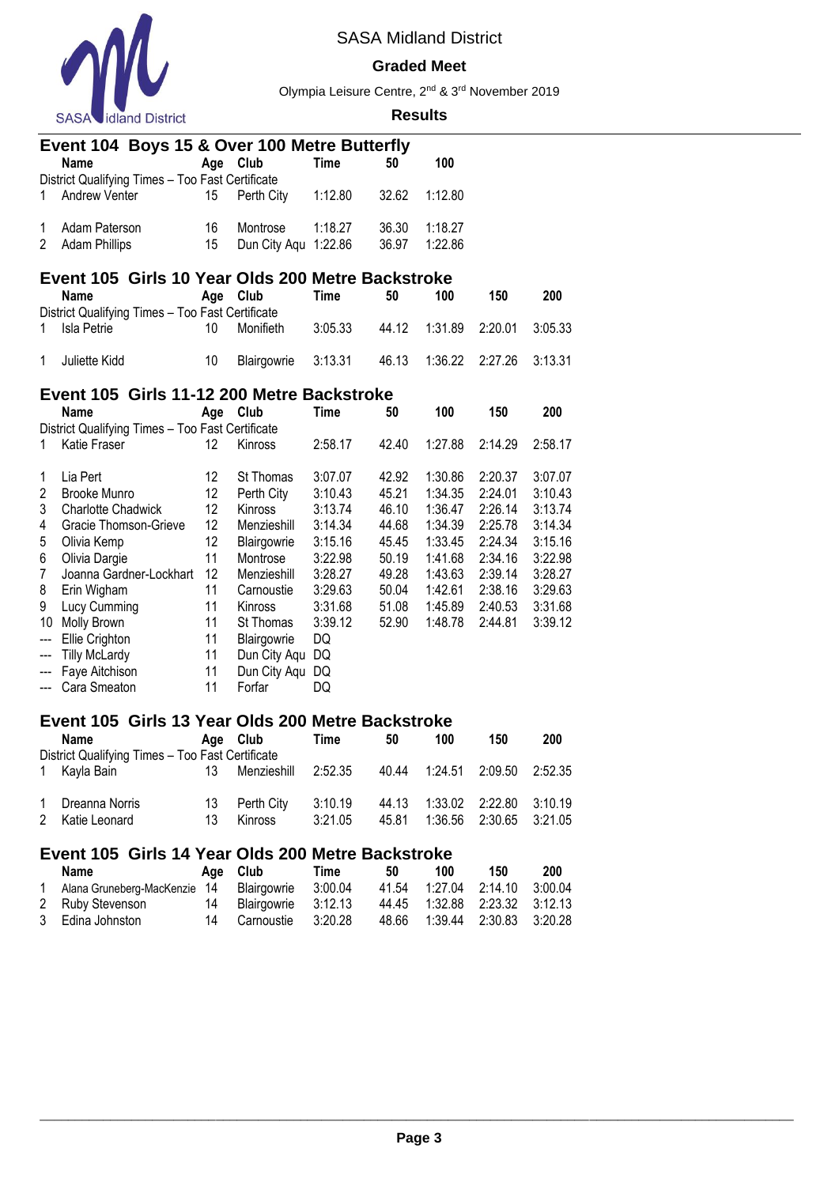SASA Midland District

**Graded Meet**

Olympia Leisure Centre, 2nd & 3rd November 2019

**Results**

## Event 104 Boys 15 & Over 100 Metre Butterfly

| | Name | Age | Club | Time | 50 | 100 |
|---|---|---|---|---|---|---|
| District Qualifying Times – Too Fast Certificate | | | | | | |
| 1 | Andrew Venter | 15 | Perth City | 1:12.80 | 32.62 | 1:12.80 |
| | | | | | | |
| 1 | Adam Paterson | 16 | Montrose | 1:18.27 | 36.30 | 1:18.27 |
| 2 | Adam Phillips | 15 | Dun City Aqu | 1:22.86 | 36.97 | 1:22.86 |

## Event 105 Girls 10 Year Olds 200 Metre Backstroke

| | Name | Age | Club | Time | 50 | 100 | 150 | 200 |
|---|---|---|---|---|---|---|---|---|
| District Qualifying Times – Too Fast Certificate | | | | | | | | |
| 1 | Isla Petrie | 10 | Monifieth | 3:05.33 | 44.12 | 1:31.89 | 2:20.01 | 3:05.33 |
| | | | | | | | | |
| 1 | Juliette Kidd | 10 | Blairgowrie | 3:13.31 | 46.13 | 1:36.22 | 2:27.26 | 3:13.31 |

## Event 105 Girls 11-12 200 Metre Backstroke

| | Name | Age | Club | Time | 50 | 100 | 150 | 200 |
|---|---|---|---|---|---|---|---|---|
| District Qualifying Times – Too Fast Certificate | | | | | | | | |
| 1 | Katie Fraser | 12 | Kinross | 2:58.17 | 42.40 | 1:27.88 | 2:14.29 | 2:58.17 |
| | | | | | | | | |
| 1 | Lia Pert | 12 | St Thomas | 3:07.07 | 42.92 | 1:30.86 | 2:20.37 | 3:07.07 |
| 2 | Brooke Munro | 12 | Perth City | 3:10.43 | 45.21 | 1:34.35 | 2:24.01 | 3:10.43 |
| 3 | Charlotte Chadwick | 12 | Kinross | 3:13.74 | 46.10 | 1:36.47 | 2:26.14 | 3:13.74 |
| 4 | Gracie Thomson-Grieve | 12 | Menzieshill | 3:14.34 | 44.68 | 1:34.39 | 2:25.78 | 3:14.34 |
| 5 | Olivia Kemp | 12 | Blairgowrie | 3:15.16 | 45.45 | 1:33.45 | 2:24.34 | 3:15.16 |
| 6 | Olivia Dargie | 11 | Montrose | 3:22.98 | 50.19 | 1:41.68 | 2:34.16 | 3:22.98 |
| 7 | Joanna Gardner-Lockhart | 12 | Menzieshill | 3:28.27 | 49.28 | 1:43.63 | 2:39.14 | 3:28.27 |
| 8 | Erin Wigham | 11 | Carnoustie | 3:29.63 | 50.04 | 1:42.61 | 2:38.16 | 3:29.63 |
| 9 | Lucy Cumming | 11 | Kinross | 3:31.68 | 51.08 | 1:45.89 | 2:40.53 | 3:31.68 |
| 10 | Molly Brown | 11 | St Thomas | 3:39.12 | 52.90 | 1:48.78 | 2:44.81 | 3:39.12 |
| --- | Ellie Crighton | 11 | Blairgowrie | DQ | | | | |
| --- | Tilly McLardy | 11 | Dun City Aqu | DQ | | | | |
| --- | Faye Aitchison | 11 | Dun City Aqu | DQ | | | | |
| --- | Cara Smeaton | 11 | Forfar | DQ | | | | |

## Event 105 Girls 13 Year Olds 200 Metre Backstroke

| | Name | Age | Club | Time | 50 | 100 | 150 | 200 |
|---|---|---|---|---|---|---|---|---|
| District Qualifying Times – Too Fast Certificate | | | | | | | | |
| 1 | Kayla Bain | 13 | Menzieshill | 2:52.35 | 40.44 | 1:24.51 | 2:09.50 | 2:52.35 |
| | | | | | | | | |
| 1 | Dreanna Norris | 13 | Perth City | 3:10.19 | 44.13 | 1:33.02 | 2:22.80 | 3:10.19 |
| 2 | Katie Leonard | 13 | Kinross | 3:21.05 | 45.81 | 1:36.56 | 2:30.65 | 3:21.05 |

## Event 105 Girls 14 Year Olds 200 Metre Backstroke

| | Name | Age | Club | Time | 50 | 100 | 150 | 200 |
|---|---|---|---|---|---|---|---|---|
| 1 | Alana Gruneberg-MacKenzie | 14 | Blairgowrie | 3:00.04 | 41.54 | 1:27.04 | 2:14.10 | 3:00.04 |
| 2 | Ruby Stevenson | 14 | Blairgowrie | 3:12.13 | 44.45 | 1:32.88 | 2:23.32 | 3:12.13 |
| 3 | Edina Johnston | 14 | Carnoustie | 3:20.28 | 48.66 | 1:39.44 | 2:30.83 | 3:20.28 |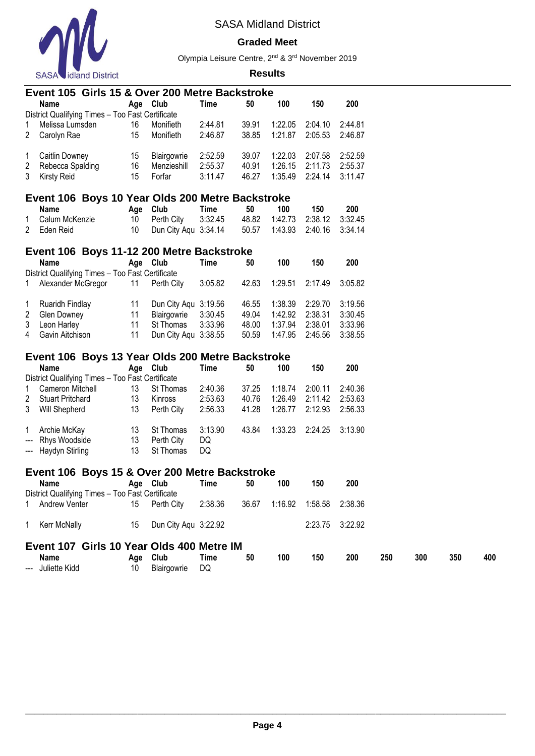SASA Midland District

**Graded Meet**

Olympia Leisure Centre, 2nd & 3rd November 2019

**Results**

## Event 105 Girls 15 & Over 200 Metre Backstroke

| | Name | Age | Club | Time | 50 | 100 | 150 | 200 |
|---|---|---|---|---|---|---|---|---|
| District Qualifying Times – Too Fast Certificate | | | | | | | | |
| 1 | Melissa Lumsden | 16 | Monifieth | 2:44.81 | 39.91 | 1:22.05 | 2:04.10 | 2:44.81 |
| 2 | Carolyn Rae | 15 | Monifieth | 2:46.87 | 38.85 | 1:21.87 | 2:05.53 | 2:46.87 |
| | | | | | | | | |
| 1 | Caitlin Downey | 15 | Blairgowrie | 2:52.59 | 39.07 | 1:22.03 | 2:07.58 | 2:52.59 |
| 2 | Rebecca Spalding | 16 | Menzieshill | 2:55.37 | 40.91 | 1:26.15 | 2:11.73 | 2:55.37 |
| 3 | Kirsty Reid | 15 | Forfar | 3:11.47 | 46.27 | 1:35.49 | 2:24.14 | 3:11.47 |

## Event 106 Boys 10 Year Olds 200 Metre Backstroke

| | Name | Age | Club | Time | 50 | 100 | 150 | 200 |
|---|---|---|---|---|---|---|---|---|
| 1 | Calum McKenzie | 10 | Perth City | 3:32.45 | 48.82 | 1:42.73 | 2:38.12 | 3:32.45 |
| 2 | Eden Reid | 10 | Dun City Aqu | 3:34.14 | 50.57 | 1:43.93 | 2:40.16 | 3:34.14 |

## Event 106 Boys 11-12 200 Metre Backstroke

| | Name | Age | Club | Time | 50 | 100 | 150 | 200 |
|---|---|---|---|---|---|---|---|---|
| District Qualifying Times – Too Fast Certificate | | | | | | | | |
| 1 | Alexander McGregor | 11 | Perth City | 3:05.82 | 42.63 | 1:29.51 | 2:17.49 | 3:05.82 |
| | | | | | | | | |
| 1 | Ruaridh Findlay | 11 | Dun City Aqu | 3:19.56 | 46.55 | 1:38.39 | 2:29.70 | 3:19.56 |
| 2 | Glen Downey | 11 | Blairgowrie | 3:30.45 | 49.04 | 1:42.92 | 2:38.31 | 3:30.45 |
| 3 | Leon Harley | 11 | St Thomas | 3:33.96 | 48.00 | 1:37.94 | 2:38.01 | 3:33.96 |
| 4 | Gavin Aitchison | 11 | Dun City Aqu | 3:38.55 | 50.59 | 1:47.95 | 2:45.56 | 3:38.55 |

## Event 106 Boys 13 Year Olds 200 Metre Backstroke

| | Name | Age | Club | Time | 50 | 100 | 150 | 200 |
|---|---|---|---|---|---|---|---|---|
| District Qualifying Times – Too Fast Certificate | | | | | | | | |
| 1 | Cameron Mitchell | 13 | St Thomas | 2:40.36 | 37.25 | 1:18.74 | 2:00.11 | 2:40.36 |
| 2 | Stuart Pritchard | 13 | Kinross | 2:53.63 | 40.76 | 1:26.49 | 2:11.42 | 2:53.63 |
| 3 | Will Shepherd | 13 | Perth City | 2:56.33 | 41.28 | 1:26.77 | 2:12.93 | 2:56.33 |
| | | | | | | | | |
| 1 | Archie McKay | 13 | St Thomas | 3:13.90 | 43.84 | 1:33.23 | 2:24.25 | 3:13.90 |
| --- | Rhys Woodside | 13 | Perth City | DQ | | | | |
| --- | Haydyn Stirling | 13 | St Thomas | DQ | | | | |

## Event 106 Boys 15 & Over 200 Metre Backstroke

| | Name | Age | Club | Time | 50 | 100 | 150 | 200 |
|---|---|---|---|---|---|---|---|---|
| District Qualifying Times – Too Fast Certificate | | | | | | | | |
| 1 | Andrew Venter | 15 | Perth City | 2:38.36 | 36.67 | 1:16.92 | 1:58.58 | 2:38.36 |
| | | | | | | | | |
| 1 | Kerr McNally | 15 | Dun City Aqu | 3:22.92 | | | 2:23.75 | 3:22.92 |

## Event 107 Girls 10 Year Olds 400 Metre IM

| | Name | Age | Club | Time | 50 | 100 | 150 | 200 | 250 | 300 | 350 | 400 |
|---|---|---|---|---|---|---|---|---|---|---|---|---|
| --- | Juliette Kidd | 10 | Blairgowrie | DQ | | | | | | | | |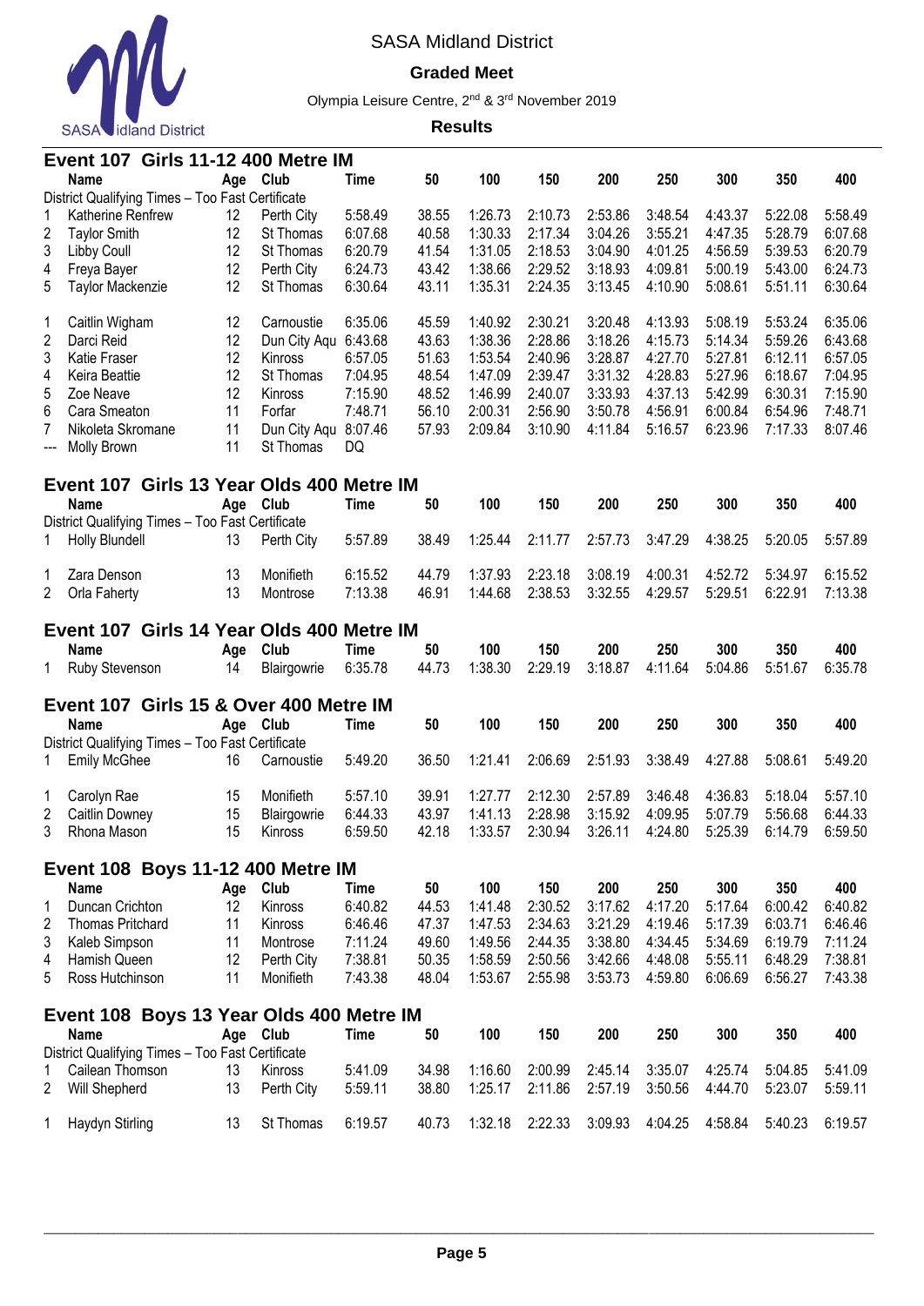SASA Midland District

**Graded Meet**

Olympia Leisure Centre, 2nd & 3rd November 2019

**Results**

## Event 107 Girls 11-12 400 Metre IM

| | Name | Age | Club | Time | 50 | 100 | 150 | 200 | 250 | 300 | 350 | 400 |
|---|---|---|---|---|---|---|---|---|---|---|---|---|
| | District Qualifying Times – Too Fast Certificate | | | | | | | | | | | |
| 1 | Katherine Renfrew | 12 | Perth City | 5:58.49 | 38.55 | 1:26.73 | 2:10.73 | 2:53.86 | 3:48.54 | 4:43.37 | 5:22.08 | 5:58.49 |
| 2 | Taylor Smith | 12 | St Thomas | 6:07.68 | 40.58 | 1:30.33 | 2:17.34 | 3:04.26 | 3:55.21 | 4:47.35 | 5:28.79 | 6:07.68 |
| 3 | Libby Coull | 12 | St Thomas | 6:20.79 | 41.54 | 1:31.05 | 2:18.53 | 3:04.90 | 4:01.25 | 4:56.59 | 5:39.53 | 6:20.79 |
| 4 | Freya Bayer | 12 | Perth City | 6:24.73 | 43.42 | 1:38.66 | 2:29.52 | 3:18.93 | 4:09.81 | 5:00.19 | 5:43.00 | 6:24.73 |
| 5 | Taylor Mackenzie | 12 | St Thomas | 6:30.64 | 43.11 | 1:35.31 | 2:24.35 | 3:13.45 | 4:10.90 | 5:08.61 | 5:51.11 | 6:30.64 |
| 1 | Caitlin Wigham | 12 | Carnoustie | 6:35.06 | 45.59 | 1:40.92 | 2:30.21 | 3:20.48 | 4:13.93 | 5:08.19 | 5:53.24 | 6:35.06 |
| 2 | Darci Reid | 12 | Dun City Aqu | 6:43.68 | 43.63 | 1:38.36 | 2:28.86 | 3:18.26 | 4:15.73 | 5:14.34 | 5:59.26 | 6:43.68 |
| 3 | Katie Fraser | 12 | Kinross | 6:57.05 | 51.63 | 1:53.54 | 2:40.96 | 3:28.87 | 4:27.70 | 5:27.81 | 6:12.11 | 6:57.05 |
| 4 | Keira Beattie | 12 | St Thomas | 7:04.95 | 48.54 | 1:47.09 | 2:39.47 | 3:31.32 | 4:28.83 | 5:27.96 | 6:18.67 | 7:04.95 |
| 5 | Zoe Neave | 12 | Kinross | 7:15.90 | 48.52 | 1:46.99 | 2:40.07 | 3:33.93 | 4:37.13 | 5:42.99 | 6:30.31 | 7:15.90 |
| 6 | Cara Smeaton | 11 | Forfar | 7:48.71 | 56.10 | 2:00.31 | 2:56.90 | 3:50.78 | 4:56.91 | 6:00.84 | 6:54.96 | 7:48.71 |
| 7 | Nikoleta Skromane | 11 | Dun City Aqu | 8:07.46 | 57.93 | 2:09.84 | 3:10.90 | 4:11.84 | 5:16.57 | 6:23.96 | 7:17.33 | 8:07.46 |
| --- | Molly Brown | 11 | St Thomas | DQ | | | | | | | | |

## Event 107 Girls 13 Year Olds 400 Metre IM

| | Name | Age | Club | Time | 50 | 100 | 150 | 200 | 250 | 300 | 350 | 400 |
|---|---|---|---|---|---|---|---|---|---|---|---|---|
| | District Qualifying Times – Too Fast Certificate | | | | | | | | | | | |
| 1 | Holly Blundell | 13 | Perth City | 5:57.89 | 38.49 | 1:25.44 | 2:11.77 | 2:57.73 | 3:47.29 | 4:38.25 | 5:20.05 | 5:57.89 |
| 1 | Zara Denson | 13 | Monifieth | 6:15.52 | 44.79 | 1:37.93 | 2:23.18 | 3:08.19 | 4:00.31 | 4:52.72 | 5:34.97 | 6:15.52 |
| 2 | Orla Faherty | 13 | Montrose | 7:13.38 | 46.91 | 1:44.68 | 2:38.53 | 3:32.55 | 4:29.57 | 5:29.51 | 6:22.91 | 7:13.38 |

## Event 107 Girls 14 Year Olds 400 Metre IM

| | Name | Age | Club | Time | 50 | 100 | 150 | 200 | 250 | 300 | 350 | 400 |
|---|---|---|---|---|---|---|---|---|---|---|---|---|
| 1 | Ruby Stevenson | 14 | Blairgowrie | 6:35.78 | 44.73 | 1:38.30 | 2:29.19 | 3:18.87 | 4:11.64 | 5:04.86 | 5:51.67 | 6:35.78 |

## Event 107 Girls 15 & Over 400 Metre IM

| | Name | Age | Club | Time | 50 | 100 | 150 | 200 | 250 | 300 | 350 | 400 |
|---|---|---|---|---|---|---|---|---|---|---|---|---|
| | District Qualifying Times – Too Fast Certificate | | | | | | | | | | | |
| 1 | Emily McGhee | 16 | Carnoustie | 5:49.20 | 36.50 | 1:21.41 | 2:06.69 | 2:51.93 | 3:38.49 | 4:27.88 | 5:08.61 | 5:49.20 |
| 1 | Carolyn Rae | 15 | Monifieth | 5:57.10 | 39.91 | 1:27.77 | 2:12.30 | 2:57.89 | 3:46.48 | 4:36.83 | 5:18.04 | 5:57.10 |
| 2 | Caitlin Downey | 15 | Blairgowrie | 6:44.33 | 43.97 | 1:41.13 | 2:28.98 | 3:15.92 | 4:09.95 | 5:07.79 | 5:56.68 | 6:44.33 |
| 3 | Rhona Mason | 15 | Kinross | 6:59.50 | 42.18 | 1:33.57 | 2:30.94 | 3:26.11 | 4:24.80 | 5:25.39 | 6:14.79 | 6:59.50 |

## Event 108 Boys 11-12 400 Metre IM

| | Name | Age | Club | Time | 50 | 100 | 150 | 200 | 250 | 300 | 350 | 400 |
|---|---|---|---|---|---|---|---|---|---|---|---|---|
| 1 | Duncan Crichton | 12 | Kinross | 6:40.82 | 44.53 | 1:41.48 | 2:30.52 | 3:17.62 | 4:17.20 | 5:17.64 | 6:00.42 | 6:40.82 |
| 2 | Thomas Pritchard | 11 | Kinross | 6:46.46 | 47.37 | 1:47.53 | 2:34.63 | 3:21.29 | 4:19.46 | 5:17.39 | 6:03.71 | 6:46.46 |
| 3 | Kaleb Simpson | 11 | Montrose | 7:11.24 | 49.60 | 1:49.56 | 2:44.35 | 3:38.80 | 4:34.45 | 5:34.69 | 6:19.79 | 7:11.24 |
| 4 | Hamish Queen | 12 | Perth City | 7:38.81 | 50.35 | 1:58.59 | 2:50.56 | 3:42.66 | 4:48.08 | 5:55.11 | 6:48.29 | 7:38.81 |
| 5 | Ross Hutchinson | 11 | Monifieth | 7:43.38 | 48.04 | 1:53.67 | 2:55.98 | 3:53.73 | 4:59.80 | 6:06.69 | 6:56.27 | 7:43.38 |

## Event 108 Boys 13 Year Olds 400 Metre IM

| | Name | Age | Club | Time | 50 | 100 | 150 | 200 | 250 | 300 | 350 | 400 |
|---|---|---|---|---|---|---|---|---|---|---|---|---|
| | District Qualifying Times – Too Fast Certificate | | | | | | | | | | | |
| 1 | Cailean Thomson | 13 | Kinross | 5:41.09 | 34.98 | 1:16.60 | 2:00.99 | 2:45.14 | 3:35.07 | 4:25.74 | 5:04.85 | 5:41.09 |
| 2 | Will Shepherd | 13 | Perth City | 5:59.11 | 38.80 | 1:25.17 | 2:11.86 | 2:57.19 | 3:50.56 | 4:44.70 | 5:23.07 | 5:59.11 |
| 1 | Haydyn Stirling | 13 | St Thomas | 6:19.57 | 40.73 | 1:32.18 | 2:22.33 | 3:09.93 | 4:04.25 | 4:58.84 | 5:40.23 | 6:19.57 |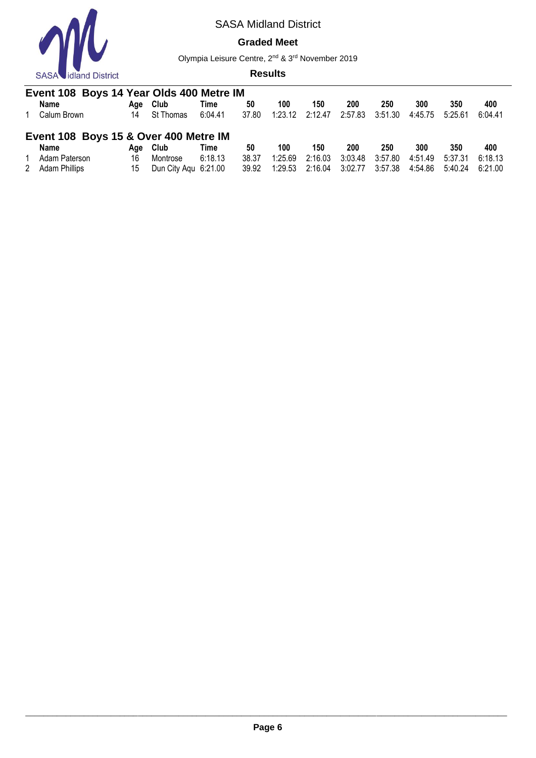SASA Midland District

**Graded Meet**

Olympia Leisure Centre, 2nd & 3rd November 2019

**Results**

## Event 108 Boys 14 Year Olds 400 Metre IM

| | Name | Age | Club | Time | 50 | 100 | 150 | 200 | 250 | 300 | 350 | 400 |
|---|---|---|---|---|---|---|---|---|---|---|---|---|
| 1 | Calum Brown | 14 | St Thomas | 6:04.41 | 37.80 | 1:23.12 | 2:12.47 | 2:57.83 | 3:51.30 | 4:45.75 | 5:25.61 | 6:04.41 |

## Event 108 Boys 15 & Over 400 Metre IM

| | Name | Age | Club | Time | 50 | 100 | 150 | 200 | 250 | 300 | 350 | 400 |
|---|---|---|---|---|---|---|---|---|---|---|---|---|
| 1 | Adam Paterson | 16 | Montrose | 6:18.13 | 38.37 | 1:25.69 | 2:16.03 | 3:03.48 | 3:57.80 | 4:51.49 | 5:37.31 | 6:18.13 |
| 2 | Adam Phillips | 15 | Dun City Aqu | 6:21.00 | 39.92 | 1:29.53 | 2:16.04 | 3:02.77 | 3:57.38 | 4:54.86 | 5:40.24 | 6:21.00 |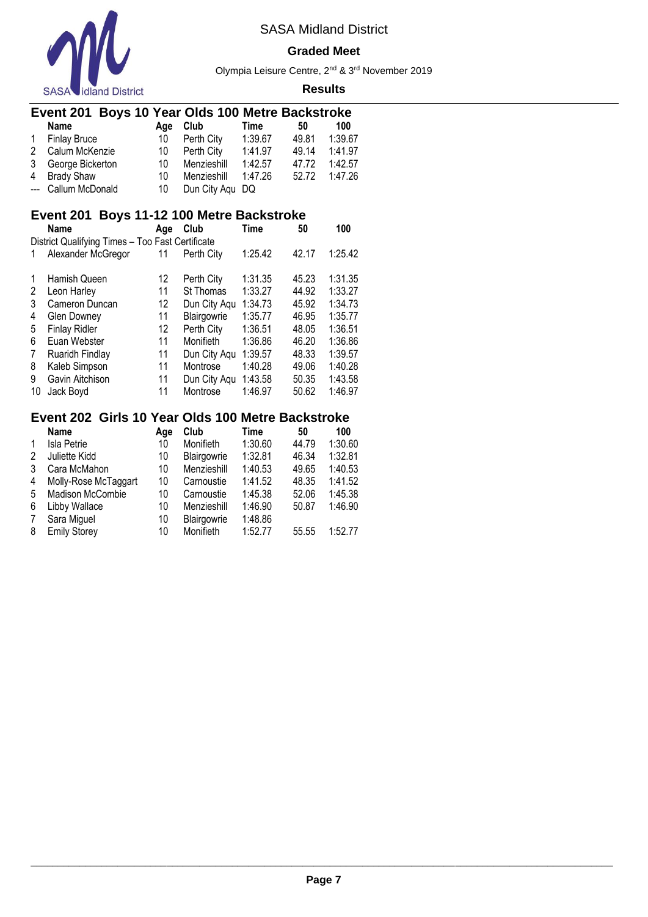SASA Midland District

**Graded Meet**

Olympia Leisure Centre, 2nd & 3rd November 2019

**Results**

## Event 201 Boys 10 Year Olds 100 Metre Backstroke

| | Name | Age | Club | Time | 50 | 100 |
|---|---|---|---|---|---|---|
| 1 | Finlay Bruce | 10 | Perth City | 1:39.67 | 49.81 | 1:39.67 |
| 2 | Calum McKenzie | 10 | Perth City | 1:41.97 | 49.14 | 1:41.97 |
| 3 | George Bickerton | 10 | Menzieshill | 1:42.57 | 47.72 | 1:42.57 |
| 4 | Brady Shaw | 10 | Menzieshill | 1:47.26 | 52.72 | 1:47.26 |
| --- | Callum McDonald | 10 | Dun City Aqu | DQ | | |

## Event 201 Boys 11-12 100 Metre Backstroke

| | Name | Age | Club | Time | 50 | 100 |
|---|---|---|---|---|---|---|
| | District Qualifying Times – Too Fast Certificate | | | | | |
| 1 | Alexander McGregor | 11 | Perth City | 1:25.42 | 42.17 | 1:25.42 |
| | | | | | | |
| 1 | Hamish Queen | 12 | Perth City | 1:31.35 | 45.23 | 1:31.35 |
| 2 | Leon Harley | 11 | St Thomas | 1:33.27 | 44.92 | 1:33.27 |
| 3 | Cameron Duncan | 12 | Dun City Aqu | 1:34.73 | 45.92 | 1:34.73 |
| 4 | Glen Downey | 11 | Blairgowrie | 1:35.77 | 46.95 | 1:35.77 |
| 5 | Finlay Ridler | 12 | Perth City | 1:36.51 | 48.05 | 1:36.51 |
| 6 | Euan Webster | 11 | Monifieth | 1:36.86 | 46.20 | 1:36.86 |
| 7 | Ruaridh Findlay | 11 | Dun City Aqu | 1:39.57 | 48.33 | 1:39.57 |
| 8 | Kaleb Simpson | 11 | Montrose | 1:40.28 | 49.06 | 1:40.28 |
| 9 | Gavin Aitchison | 11 | Dun City Aqu | 1:43.58 | 50.35 | 1:43.58 |
| 10 | Jack Boyd | 11 | Montrose | 1:46.97 | 50.62 | 1:46.97 |

## Event 202 Girls 10 Year Olds 100 Metre Backstroke

| | Name | Age | Club | Time | 50 | 100 |
|---|---|---|---|---|---|---|
| 1 | Isla Petrie | 10 | Monifieth | 1:30.60 | 44.79 | 1:30.60 |
| 2 | Juliette Kidd | 10 | Blairgowrie | 1:32.81 | 46.34 | 1:32.81 |
| 3 | Cara McMahon | 10 | Menzieshill | 1:40.53 | 49.65 | 1:40.53 |
| 4 | Molly-Rose McTaggart | 10 | Carnoustie | 1:41.52 | 48.35 | 1:41.52 |
| 5 | Madison McCombie | 10 | Carnoustie | 1:45.38 | 52.06 | 1:45.38 |
| 6 | Libby Wallace | 10 | Menzieshill | 1:46.90 | 50.87 | 1:46.90 |
| 7 | Sara Miguel | 10 | Blairgowrie | 1:48.86 | | |
| 8 | Emily Storey | 10 | Monifieth | 1:52.77 | 55.55 | 1:52.77 |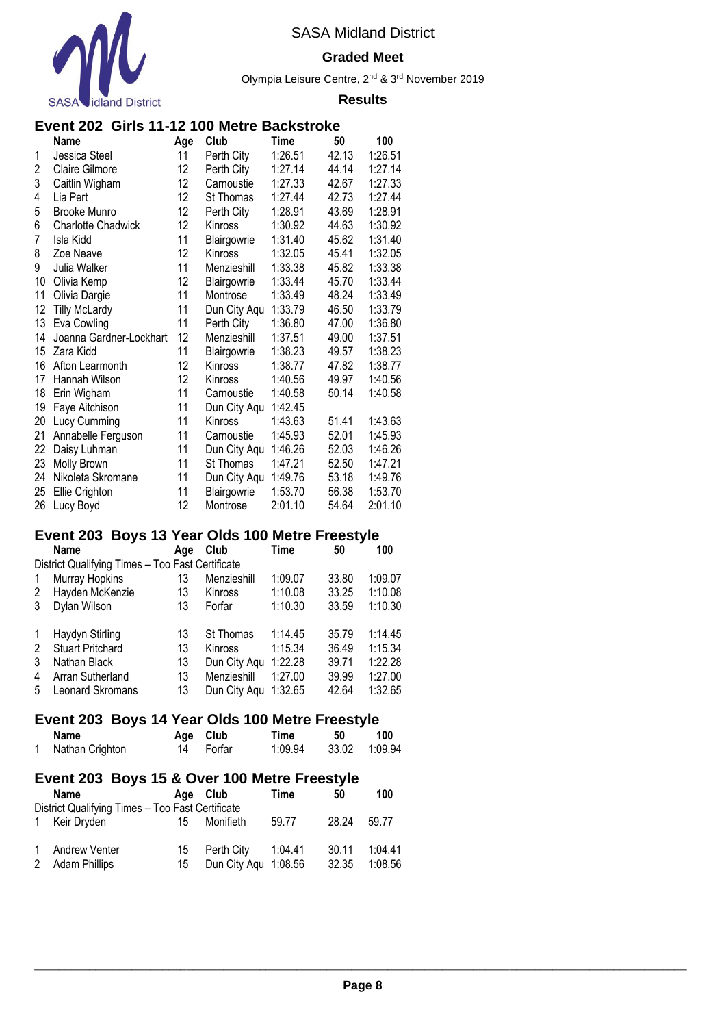SASA Midland District

**Graded Meet**

Olympia Leisure Centre, 2nd & 3rd November 2019

**Results**

## Event 202 Girls 11-12 100 Metre Backstroke

| | Name | Age | Club | Time | 50 | 100 |
|---|---|---|---|---|---|---|
| 1 | Jessica Steel | 11 | Perth City | 1:26.51 | 42.13 | 1:26.51 |
| 2 | Claire Gilmore | 12 | Perth City | 1:27.14 | 44.14 | 1:27.14 |
| 3 | Caitlin Wigham | 12 | Carnoustie | 1:27.33 | 42.67 | 1:27.33 |
| 4 | Lia Pert | 12 | St Thomas | 1:27.44 | 42.73 | 1:27.44 |
| 5 | Brooke Munro | 12 | Perth City | 1:28.91 | 43.69 | 1:28.91 |
| 6 | Charlotte Chadwick | 12 | Kinross | 1:30.92 | 44.63 | 1:30.92 |
| 7 | Isla Kidd | 11 | Blairgowrie | 1:31.40 | 45.62 | 1:31.40 |
| 8 | Zoe Neave | 12 | Kinross | 1:32.05 | 45.41 | 1:32.05 |
| 9 | Julia Walker | 11 | Menzieshill | 1:33.38 | 45.82 | 1:33.38 |
| 10 | Olivia Kemp | 12 | Blairgowrie | 1:33.44 | 45.70 | 1:33.44 |
| 11 | Olivia Dargie | 11 | Montrose | 1:33.49 | 48.24 | 1:33.49 |
| 12 | Tilly McLardy | 11 | Dun City Aqu | 1:33.79 | 46.50 | 1:33.79 |
| 13 | Eva Cowling | 11 | Perth City | 1:36.80 | 47.00 | 1:36.80 |
| 14 | Joanna Gardner-Lockhart | 12 | Menzieshill | 1:37.51 | 49.00 | 1:37.51 |
| 15 | Zara Kidd | 11 | Blairgowrie | 1:38.23 | 49.57 | 1:38.23 |
| 16 | Afton Learmonth | 12 | Kinross | 1:38.77 | 47.82 | 1:38.77 |
| 17 | Hannah Wilson | 12 | Kinross | 1:40.56 | 49.97 | 1:40.56 |
| 18 | Erin Wigham | 11 | Carnoustie | 1:40.58 | 50.14 | 1:40.58 |
| 19 | Faye Aitchison | 11 | Dun City Aqu | 1:42.45 | | |
| 20 | Lucy Cumming | 11 | Kinross | 1:43.63 | 51.41 | 1:43.63 |
| 21 | Annabelle Ferguson | 11 | Carnoustie | 1:45.93 | 52.01 | 1:45.93 |
| 22 | Daisy Luhman | 11 | Dun City Aqu | 1:46.26 | 52.03 | 1:46.26 |
| 23 | Molly Brown | 11 | St Thomas | 1:47.21 | 52.50 | 1:47.21 |
| 24 | Nikoleta Skromane | 11 | Dun City Aqu | 1:49.76 | 53.18 | 1:49.76 |
| 25 | Ellie Crighton | 11 | Blairgowrie | 1:53.70 | 56.38 | 1:53.70 |
| 26 | Lucy Boyd | 12 | Montrose | 2:01.10 | 54.64 | 2:01.10 |

## Event 203 Boys 13 Year Olds 100 Metre Freestyle

| | Name | Age | Club | Time | 50 | 100 |
|---|---|---|---|---|---|---|
| District Qualifying Times – Too Fast Certificate | | | | | | |
| 1 | Murray Hopkins | 13 | Menzieshill | 1:09.07 | 33.80 | 1:09.07 |
| 2 | Hayden McKenzie | 13 | Kinross | 1:10.08 | 33.25 | 1:10.08 |
| 3 | Dylan Wilson | 13 | Forfar | 1:10.30 | 33.59 | 1:10.30 |
| 1 | Haydyn Stirling | 13 | St Thomas | 1:14.45 | 35.79 | 1:14.45 |
| 2 | Stuart Pritchard | 13 | Kinross | 1:15.34 | 36.49 | 1:15.34 |
| 3 | Nathan Black | 13 | Dun City Aqu | 1:22.28 | 39.71 | 1:22.28 |
| 4 | Arran Sutherland | 13 | Menzieshill | 1:27.00 | 39.99 | 1:27.00 |
| 5 | Leonard Skromans | 13 | Dun City Aqu | 1:32.65 | 42.64 | 1:32.65 |

## Event 203 Boys 14 Year Olds 100 Metre Freestyle

| | Name | Age | Club | Time | 50 | 100 |
|---|---|---|---|---|---|---|
| 1 | Nathan Crighton | 14 | Forfar | 1:09.94 | 33.02 | 1:09.94 |

## Event 203 Boys 15 & Over 100 Metre Freestyle

| | Name | Age | Club | Time | 50 | 100 |
|---|---|---|---|---|---|---|
| District Qualifying Times – Too Fast Certificate | | | | | | |
| 1 | Keir Dryden | 15 | Monifieth | 59.77 | 28.24 | 59.77 |
| 1 | Andrew Venter | 15 | Perth City | 1:04.41 | 30.11 | 1:04.41 |
| 2 | Adam Phillips | 15 | Dun City Aqu | 1:08.56 | 32.35 | 1:08.56 |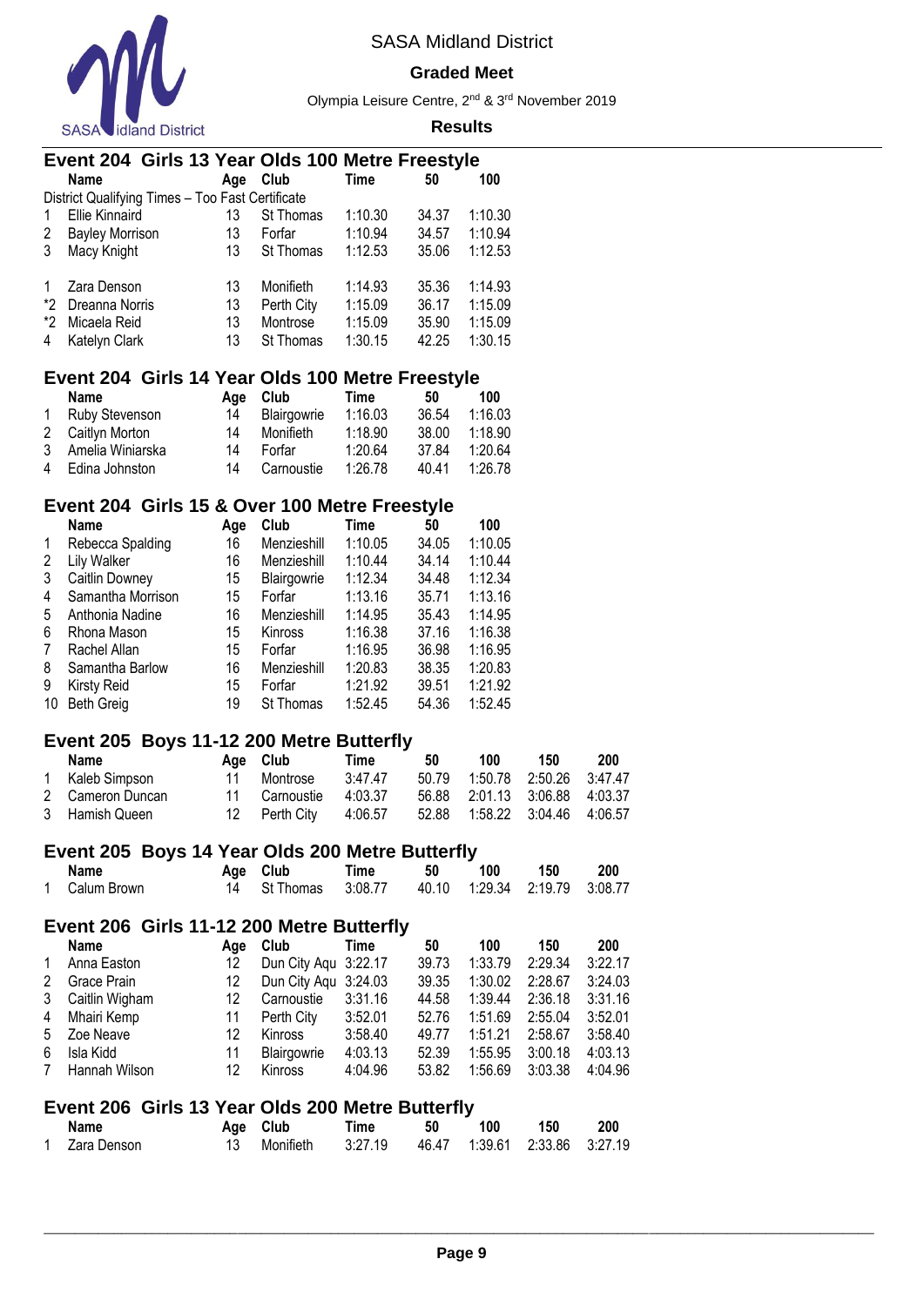SASA Midland District

**Graded Meet**

Olympia Leisure Centre, 2nd & 3rd November 2019

**Results**

## Event 204 Girls 13 Year Olds 100 Metre Freestyle

| | Name | Age | Club | Time | 50 | 100 |
|---|---|---|---|---|---|---|
| District Qualifying Times – Too Fast Certificate | | | | | | |
| 1 | Ellie Kinnaird | 13 | St Thomas | 1:10.30 | 34.37 | 1:10.30 |
| 2 | Bayley Morrison | 13 | Forfar | 1:10.94 | 34.57 | 1:10.94 |
| 3 | Macy Knight | 13 | St Thomas | 1:12.53 | 35.06 | 1:12.53 |
| | | | | | | |
| 1 | Zara Denson | 13 | Monifieth | 1:14.93 | 35.36 | 1:14.93 |
| *2 | Dreanna Norris | 13 | Perth City | 1:15.09 | 36.17 | 1:15.09 |
| *2 | Micaela Reid | 13 | Montrose | 1:15.09 | 35.90 | 1:15.09 |
| 4 | Katelyn Clark | 13 | St Thomas | 1:30.15 | 42.25 | 1:30.15 |

## Event 204 Girls 14 Year Olds 100 Metre Freestyle

| | Name | Age | Club | Time | 50 | 100 |
|---|---|---|---|---|---|---|
| 1 | Ruby Stevenson | 14 | Blairgowrie | 1:16.03 | 36.54 | 1:16.03 |
| 2 | Caitlyn Morton | 14 | Monifieth | 1:18.90 | 38.00 | 1:18.90 |
| 3 | Amelia Winiarska | 14 | Forfar | 1:20.64 | 37.84 | 1:20.64 |
| 4 | Edina Johnston | 14 | Carnoustie | 1:26.78 | 40.41 | 1:26.78 |

## Event 204 Girls 15 & Over 100 Metre Freestyle

| | Name | Age | Club | Time | 50 | 100 |
|---|---|---|---|---|---|---|
| 1 | Rebecca Spalding | 16 | Menzieshill | 1:10.05 | 34.05 | 1:10.05 |
| 2 | Lily Walker | 16 | Menzieshill | 1:10.44 | 34.14 | 1:10.44 |
| 3 | Caitlin Downey | 15 | Blairgowrie | 1:12.34 | 34.48 | 1:12.34 |
| 4 | Samantha Morrison | 15 | Forfar | 1:13.16 | 35.71 | 1:13.16 |
| 5 | Anthonia Nadine | 16 | Menzieshill | 1:14.95 | 35.43 | 1:14.95 |
| 6 | Rhona Mason | 15 | Kinross | 1:16.38 | 37.16 | 1:16.38 |
| 7 | Rachel Allan | 15 | Forfar | 1:16.95 | 36.98 | 1:16.95 |
| 8 | Samantha Barlow | 16 | Menzieshill | 1:20.83 | 38.35 | 1:20.83 |
| 9 | Kirsty Reid | 15 | Forfar | 1:21.92 | 39.51 | 1:21.92 |
| 10 | Beth Greig | 19 | St Thomas | 1:52.45 | 54.36 | 1:52.45 |

## Event 205 Boys 11-12 200 Metre Butterfly

| | Name | Age | Club | Time | 50 | 100 | 150 | 200 |
|---|---|---|---|---|---|---|---|---|
| 1 | Kaleb Simpson | 11 | Montrose | 3:47.47 | 50.79 | 1:50.78 | 2:50.26 | 3:47.47 |
| 2 | Cameron Duncan | 11 | Carnoustie | 4:03.37 | 56.88 | 2:01.13 | 3:06.88 | 4:03.37 |
| 3 | Hamish Queen | 12 | Perth City | 4:06.57 | 52.88 | 1:58.22 | 3:04.46 | 4:06.57 |

## Event 205 Boys 14 Year Olds 200 Metre Butterfly

| | Name | Age | Club | Time | 50 | 100 | 150 | 200 |
|---|---|---|---|---|---|---|---|---|
| 1 | Calum Brown | 14 | St Thomas | 3:08.77 | 40.10 | 1:29.34 | 2:19.79 | 3:08.77 |

## Event 206 Girls 11-12 200 Metre Butterfly

| | Name | Age | Club | Time | 50 | 100 | 150 | 200 |
|---|---|---|---|---|---|---|---|---|
| 1 | Anna Easton | 12 | Dun City Aqu | 3:22.17 | 39.73 | 1:33.79 | 2:29.34 | 3:22.17 |
| 2 | Grace Prain | 12 | Dun City Aqu | 3:24.03 | 39.35 | 1:30.02 | 2:28.67 | 3:24.03 |
| 3 | Caitlin Wigham | 12 | Carnoustie | 3:31.16 | 44.58 | 1:39.44 | 2:36.18 | 3:31.16 |
| 4 | Mhairi Kemp | 11 | Perth City | 3:52.01 | 52.76 | 1:51.69 | 2:55.04 | 3:52.01 |
| 5 | Zoe Neave | 12 | Kinross | 3:58.40 | 49.77 | 1:51.21 | 2:58.67 | 3:58.40 |
| 6 | Isla Kidd | 11 | Blairgowrie | 4:03.13 | 52.39 | 1:55.95 | 3:00.18 | 4:03.13 |
| 7 | Hannah Wilson | 12 | Kinross | 4:04.96 | 53.82 | 1:56.69 | 3:03.38 | 4:04.96 |

## Event 206 Girls 13 Year Olds 200 Metre Butterfly

| | Name | Age | Club | Time | 50 | 100 | 150 | 200 |
|---|---|---|---|---|---|---|---|---|
| 1 | Zara Denson | 13 | Monifieth | 3:27.19 | 46.47 | 1:39.61 | 2:33.86 | 3:27.19 |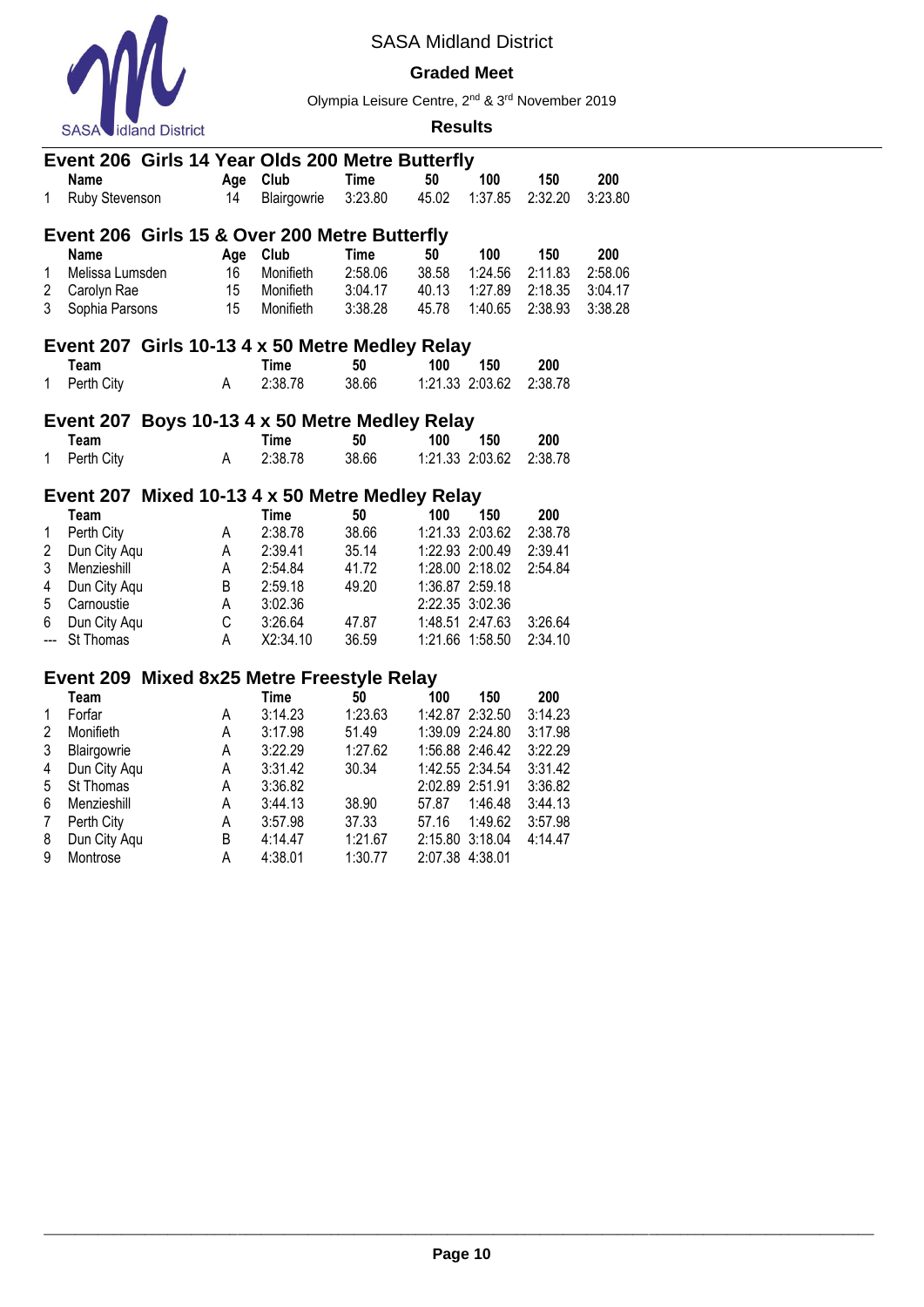## Event 206 Girls 14 Year Olds 200 Metre Butterfly

| | Name | Age | Club | Time | 50 | 100 | 150 | 200 |
|---|---|---|---|---|---|---|---|---|
| 1 | Ruby Stevenson | 14 | Blairgowrie | 3:23.80 | 45.02 | 1:37.85 | 2:32.20 | 3:23.80 |

## Event 206 Girls 15 & Over 200 Metre Butterfly

| | Name | Age | Club | Time | 50 | 100 | 150 | 200 |
|---|---|---|---|---|---|---|---|---|
| 1 | Melissa Lumsden | 16 | Monifieth | 2:58.06 | 38.58 | 1:24.56 | 2:11.83 | 2:58.06 |
| 2 | Carolyn Rae | 15 | Monifieth | 3:04.17 | 40.13 | 1:27.89 | 2:18.35 | 3:04.17 |
| 3 | Sophia Parsons | 15 | Monifieth | 3:38.28 | 45.78 | 1:40.65 | 2:38.93 | 3:38.28 |

## Event 207 Girls 10-13 4 x 50 Metre Medley Relay

| | Team | | Time | 50 | 100 | 150 | 200 |
|---|---|---|---|---|---|---|---|
| 1 | Perth City | A | 2:38.78 | 38.66 | 1:21.33 | 2:03.62 | 2:38.78 |

## Event 207 Boys 10-13 4 x 50 Metre Medley Relay

| | Team | | Time | 50 | 100 | 150 | 200 |
|---|---|---|---|---|---|---|---|
| 1 | Perth City | A | 2:38.78 | 38.66 | 1:21.33 | 2:03.62 | 2:38.78 |

## Event 207 Mixed 10-13 4 x 50 Metre Medley Relay

| | Team | | Time | 50 | 100 | 150 | 200 |
|---|---|---|---|---|---|---|---|
| 1 | Perth City | A | 2:38.78 | 38.66 | 1:21.33 | 2:03.62 | 2:38.78 |
| 2 | Dun City Aqu | A | 2:39.41 | 35.14 | 1:22.93 | 2:00.49 | 2:39.41 |
| 3 | Menzieshill | A | 2:54.84 | 41.72 | 1:28.00 | 2:18.02 | 2:54.84 |
| 4 | Dun City Aqu | B | 2:59.18 | 49.20 | 1:36.87 | 2:59.18 | |
| 5 | Carnoustie | A | 3:02.36 | | 2:22.35 | 3:02.36 | |
| 6 | Dun City Aqu | C | 3:26.64 | 47.87 | 1:48.51 | 2:47.63 | 3:26.64 |
| --- | St Thomas | A | X2:34.10 | 36.59 | 1:21.66 | 1:58.50 | 2:34.10 |

## Event 209 Mixed 8x25 Metre Freestyle Relay

| | Team | | Time | 50 | 100 | 150 | 200 |
|---|---|---|---|---|---|---|---|
| 1 | Forfar | A | 3:14.23 | 1:23.63 | 1:42.87 | 2:32.50 | 3:14.23 |
| 2 | Monifieth | A | 3:17.98 | 51.49 | 1:39.09 | 2:24.80 | 3:17.98 |
| 3 | Blairgowrie | A | 3:22.29 | 1:27.62 | 1:56.88 | 2:46.42 | 3:22.29 |
| 4 | Dun City Aqu | A | 3:31.42 | 30.34 | 1:42.55 | 2:34.54 | 3:31.42 |
| 5 | St Thomas | A | 3:36.82 | | 2:02.89 | 2:51.91 | 3:36.82 |
| 6 | Menzieshill | A | 3:44.13 | 38.90 | 57.87 | 1:46.48 | 3:44.13 |
| 7 | Perth City | A | 3:57.98 | 37.33 | 57.16 | 1:49.62 | 3:57.98 |
| 8 | Dun City Aqu | B | 4:14.47 | 1:21.67 | 2:15.80 | 3:18.04 | 4:14.47 |
| 9 | Montrose | A | 4:38.01 | 1:30.77 | 2:07.38 | 4:38.01 | |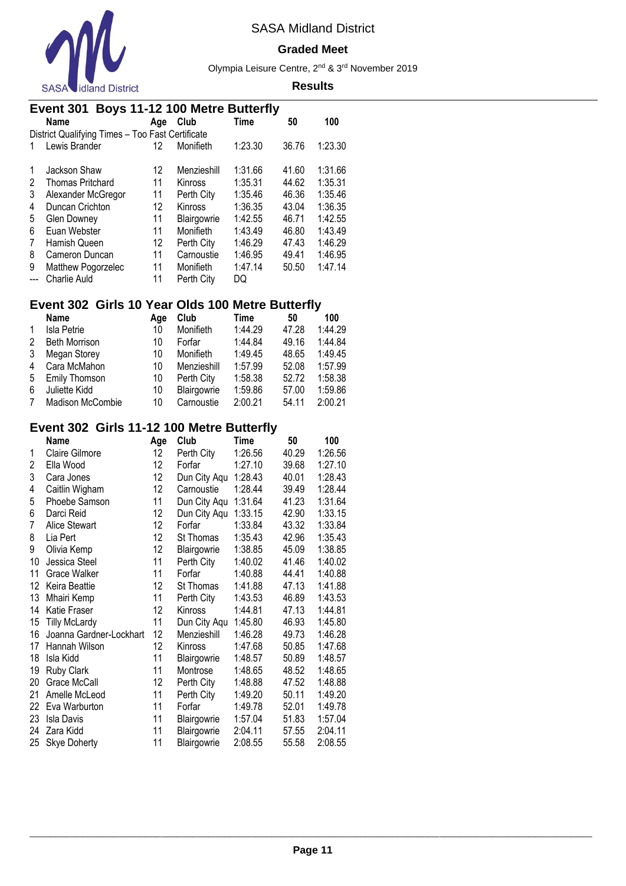# SASA Midland District

## Graded Meet

Olympia Leisure Centre, 2nd & 3rd November 2019

**Results**

### Event 301 Boys 11-12 100 Metre Butterfly

| | Name | Age | Club | Time | 50 | 100 |
|---|---|---|---|---|---|---|
| | District Qualifying Times – Too Fast Certificate | | | | | |
| 1 | Lewis Brander | 12 | Monifieth | 1:23.30 | 36.76 | 1:23.30 |
| | | | | | | |
| 1 | Jackson Shaw | 12 | Menzieshill | 1:31.66 | 41.60 | 1:31.66 |
| 2 | Thomas Pritchard | 11 | Kinross | 1:35.31 | 44.62 | 1:35.31 |
| 3 | Alexander McGregor | 11 | Perth City | 1:35.46 | 46.36 | 1:35.46 |
| 4 | Duncan Crichton | 12 | Kinross | 1:36.35 | 43.04 | 1:36.35 |
| 5 | Glen Downey | 11 | Blairgowrie | 1:42.55 | 46.71 | 1:42.55 |
| 6 | Euan Webster | 11 | Monifieth | 1:43.49 | 46.80 | 1:43.49 |
| 7 | Hamish Queen | 12 | Perth City | 1:46.29 | 47.43 | 1:46.29 |
| 8 | Cameron Duncan | 11 | Carnoustie | 1:46.95 | 49.41 | 1:46.95 |
| 9 | Matthew Pogorzelec | 11 | Monifieth | 1:47.14 | 50.50 | 1:47.14 |
| --- | Charlie Auld | 11 | Perth City | DQ | | |

### Event 302 Girls 10 Year Olds 100 Metre Butterfly

| | Name | Age | Club | Time | 50 | 100 |
|---|---|---|---|---|---|---|
| 1 | Isla Petrie | 10 | Monifieth | 1:44.29 | 47.28 | 1:44.29 |
| 2 | Beth Morrison | 10 | Forfar | 1:44.84 | 49.16 | 1:44.84 |
| 3 | Megan Storey | 10 | Monifieth | 1:49.45 | 48.65 | 1:49.45 |
| 4 | Cara McMahon | 10 | Menzieshill | 1:57.99 | 52.08 | 1:57.99 |
| 5 | Emily Thomson | 10 | Perth City | 1:58.38 | 52.72 | 1:58.38 |
| 6 | Juliette Kidd | 10 | Blairgowrie | 1:59.86 | 57.00 | 1:59.86 |
| 7 | Madison McCombie | 10 | Carnoustie | 2:00.21 | 54.11 | 2:00.21 |

### Event 302 Girls 11-12 100 Metre Butterfly

| | Name | Age | Club | Time | 50 | 100 |
|---|---|---|---|---|---|---|
| 1 | Claire Gilmore | 12 | Perth City | 1:26.56 | 40.29 | 1:26.56 |
| 2 | Ella Wood | 12 | Forfar | 1:27.10 | 39.68 | 1:27.10 |
| 3 | Cara Jones | 12 | Dun City Aqu | 1:28.43 | 40.01 | 1:28.43 |
| 4 | Caitlin Wigham | 12 | Carnoustie | 1:28.44 | 39.49 | 1:28.44 |
| 5 | Phoebe Samson | 11 | Dun City Aqu | 1:31.64 | 41.23 | 1:31.64 |
| 6 | Darci Reid | 12 | Dun City Aqu | 1:33.15 | 42.90 | 1:33.15 |
| 7 | Alice Stewart | 12 | Forfar | 1:33.84 | 43.32 | 1:33.84 |
| 8 | Lia Pert | 12 | St Thomas | 1:35.43 | 42.96 | 1:35.43 |
| 9 | Olivia Kemp | 12 | Blairgowrie | 1:38.85 | 45.09 | 1:38.85 |
| 10 | Jessica Steel | 11 | Perth City | 1:40.02 | 41.46 | 1:40.02 |
| 11 | Grace Walker | 11 | Forfar | 1:40.88 | 44.41 | 1:40.88 |
| 12 | Keira Beattie | 12 | St Thomas | 1:41.88 | 47.13 | 1:41.88 |
| 13 | Mhairi Kemp | 11 | Perth City | 1:43.53 | 46.89 | 1:43.53 |
| 14 | Katie Fraser | 12 | Kinross | 1:44.81 | 47.13 | 1:44.81 |
| 15 | Tilly McLardy | 11 | Dun City Aqu | 1:45.80 | 46.93 | 1:45.80 |
| 16 | Joanna Gardner-Lockhart | 12 | Menzieshill | 1:46.28 | 49.73 | 1:46.28 |
| 17 | Hannah Wilson | 12 | Kinross | 1:47.68 | 50.85 | 1:47.68 |
| 18 | Isla Kidd | 11 | Blairgowrie | 1:48.57 | 50.89 | 1:48.57 |
| 19 | Ruby Clark | 11 | Montrose | 1:48.65 | 48.52 | 1:48.65 |
| 20 | Grace McCall | 12 | Perth City | 1:48.88 | 47.52 | 1:48.88 |
| 21 | Amelle McLeod | 11 | Perth City | 1:49.20 | 50.11 | 1:49.20 |
| 22 | Eva Warburton | 11 | Forfar | 1:49.78 | 52.01 | 1:49.78 |
| 23 | Isla Davis | 11 | Blairgowrie | 1:57.04 | 51.83 | 1:57.04 |
| 24 | Zara Kidd | 11 | Blairgowrie | 2:04.11 | 57.55 | 2:04.11 |
| 25 | Skye Doherty | 11 | Blairgowrie | 2:08.55 | 55.58 | 2:08.55 |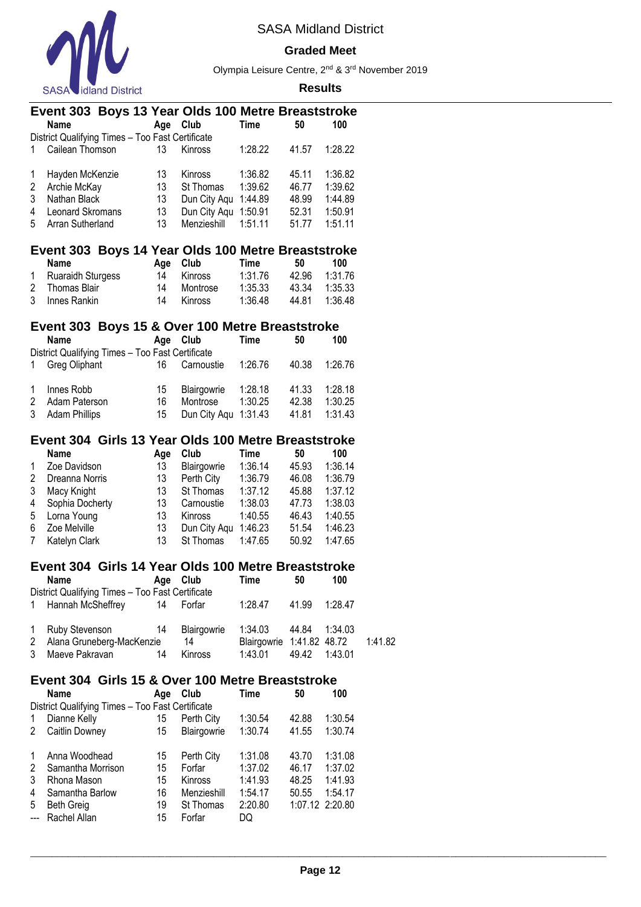SASA Midland District

**Graded Meet**

Olympia Leisure Centre, 2nd & 3rd November 2019

**Results**

## Event 303 Boys 13 Year Olds 100 Metre Breaststroke

| | Name | Age | Club | Time | 50 | 100 |
|---|---|---|---|---|---|---|
| | District Qualifying Times – Too Fast Certificate | | | | | |
| 1 | Cailean Thomson | 13 | Kinross | 1:28.22 | 41.57 | 1:28.22 |
| | | | | | | |
| 1 | Hayden McKenzie | 13 | Kinross | 1:36.82 | 45.11 | 1:36.82 |
| 2 | Archie McKay | 13 | St Thomas | 1:39.62 | 46.77 | 1:39.62 |
| 3 | Nathan Black | 13 | Dun City Aqu | 1:44.89 | 48.99 | 1:44.89 |
| 4 | Leonard Skromans | 13 | Dun City Aqu | 1:50.91 | 52.31 | 1:50.91 |
| 5 | Arran Sutherland | 13 | Menzieshill | 1:51.11 | 51.77 | 1:51.11 |

## Event 303 Boys 14 Year Olds 100 Metre Breaststroke

| | Name | Age | Club | Time | 50 | 100 |
|---|---|---|---|---|---|---|
| 1 | Ruaraidh Sturgess | 14 | Kinross | 1:31.76 | 42.96 | 1:31.76 |
| 2 | Thomas Blair | 14 | Montrose | 1:35.33 | 43.34 | 1:35.33 |
| 3 | Innes Rankin | 14 | Kinross | 1:36.48 | 44.81 | 1:36.48 |

## Event 303 Boys 15 & Over 100 Metre Breaststroke

| | Name | Age | Club | Time | 50 | 100 |
|---|---|---|---|---|---|---|
| | District Qualifying Times – Too Fast Certificate | | | | | |
| 1 | Greg Oliphant | 16 | Carnoustie | 1:26.76 | 40.38 | 1:26.76 |
| | | | | | | |
| 1 | Innes Robb | 15 | Blairgowrie | 1:28.18 | 41.33 | 1:28.18 |
| 2 | Adam Paterson | 16 | Montrose | 1:30.25 | 42.38 | 1:30.25 |
| 3 | Adam Phillips | 15 | Dun City Aqu | 1:31.43 | 41.81 | 1:31.43 |

## Event 304 Girls 13 Year Olds 100 Metre Breaststroke

| | Name | Age | Club | Time | 50 | 100 |
|---|---|---|---|---|---|---|
| 1 | Zoe Davidson | 13 | Blairgowrie | 1:36.14 | 45.93 | 1:36.14 |
| 2 | Dreanna Norris | 13 | Perth City | 1:36.79 | 46.08 | 1:36.79 |
| 3 | Macy Knight | 13 | St Thomas | 1:37.12 | 45.88 | 1:37.12 |
| 4 | Sophia Docherty | 13 | Carnoustie | 1:38.03 | 47.73 | 1:38.03 |
| 5 | Lorna Young | 13 | Kinross | 1:40.55 | 46.43 | 1:40.55 |
| 6 | Zoe Melville | 13 | Dun City Aqu | 1:46.23 | 51.54 | 1:46.23 |
| 7 | Katelyn Clark | 13 | St Thomas | 1:47.65 | 50.92 | 1:47.65 |

## Event 304 Girls 14 Year Olds 100 Metre Breaststroke

| | Name | Age | Club | Time | 50 | 100 |
|---|---|---|---|---|---|---|
| | District Qualifying Times – Too Fast Certificate | | | | | |
| 1 | Hannah McSheffrey | 14 | Forfar | 1:28.47 | 41.99 | 1:28.47 |
| | | | | | | |
| 1 | Ruby Stevenson | 14 | Blairgowrie | 1:34.03 | 44.84 | 1:34.03 |
| 2 | Alana Gruneberg-MacKenzie | 14 | Blairgowrie | 1:41.82 | 48.72 | 1:41.82 |
| 3 | Maeve Pakravan | 14 | Kinross | 1:43.01 | 49.42 | 1:43.01 |

## Event 304 Girls 15 & Over 100 Metre Breaststroke

| | Name | Age | Club | Time | 50 | 100 |
|---|---|---|---|---|---|---|
| | District Qualifying Times – Too Fast Certificate | | | | | |
| 1 | Dianne Kelly | 15 | Perth City | 1:30.54 | 42.88 | 1:30.54 |
| 2 | Caitlin Downey | 15 | Blairgowrie | 1:30.74 | 41.55 | 1:30.74 |
| | | | | | | |
| 1 | Anna Woodhead | 15 | Perth City | 1:31.08 | 43.70 | 1:31.08 |
| 2 | Samantha Morrison | 15 | Forfar | 1:37.02 | 46.17 | 1:37.02 |
| 3 | Rhona Mason | 15 | Kinross | 1:41.93 | 48.25 | 1:41.93 |
| 4 | Samantha Barlow | 16 | Menzieshill | 1:54.17 | 50.55 | 1:54.17 |
| 5 | Beth Greig | 19 | St Thomas | 2:20.80 | 1:07.12 | 2:20.80 |
| --- | Rachel Allan | 15 | Forfar | DQ | | |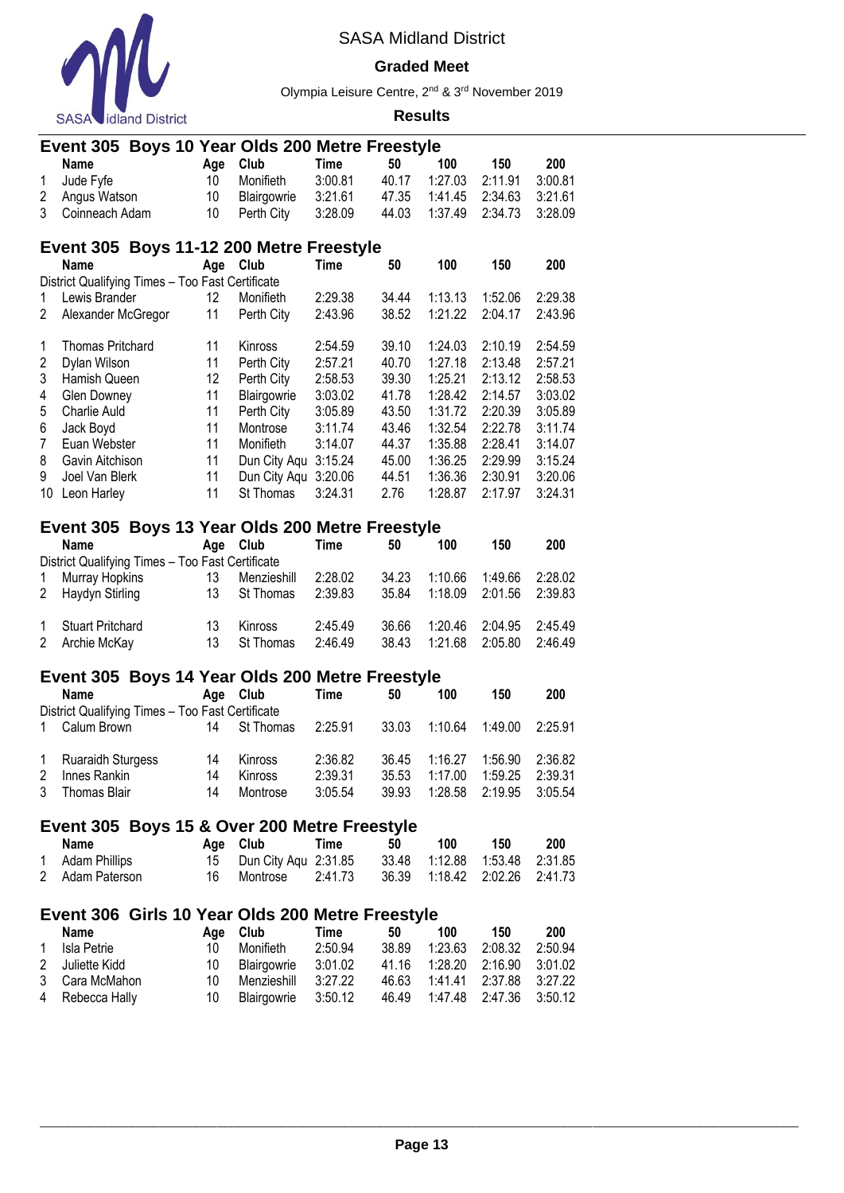SASA Midland District

**Graded Meet**

Olympia Leisure Centre, 2nd & 3rd November 2019

**Results**

## Event 305 Boys 10 Year Olds 200 Metre Freestyle

| | Name | Age | Club | Time | 50 | 100 | 150 | 200 |
|---|---|---|---|---|---|---|---|---|
| 1 | Jude Fyfe | 10 | Monifieth | 3:00.81 | 40.17 | 1:27.03 | 2:11.91 | 3:00.81 |
| 2 | Angus Watson | 10 | Blairgowrie | 3:21.61 | 47.35 | 1:41.45 | 2:34.63 | 3:21.61 |
| 3 | Coinneach Adam | 10 | Perth City | 3:28.09 | 44.03 | 1:37.49 | 2:34.73 | 3:28.09 |

## Event 305 Boys 11-12 200 Metre Freestyle

| | Name | Age | Club | Time | 50 | 100 | 150 | 200 |
|---|---|---|---|---|---|---|---|---|
| | District Qualifying Times – Too Fast Certificate | | | | | | | |
| 1 | Lewis Brander | 12 | Monifieth | 2:29.38 | 34.44 | 1:13.13 | 1:52.06 | 2:29.38 |
| 2 | Alexander McGregor | 11 | Perth City | 2:43.96 | 38.52 | 1:21.22 | 2:04.17 | 2:43.96 |
| | | | | | | | | |
| 1 | Thomas Pritchard | 11 | Kinross | 2:54.59 | 39.10 | 1:24.03 | 2:10.19 | 2:54.59 |
| 2 | Dylan Wilson | 11 | Perth City | 2:57.21 | 40.70 | 1:27.18 | 2:13.48 | 2:57.21 |
| 3 | Hamish Queen | 12 | Perth City | 2:58.53 | 39.30 | 1:25.21 | 2:13.12 | 2:58.53 |
| 4 | Glen Downey | 11 | Blairgowrie | 3:03.02 | 41.78 | 1:28.42 | 2:14.57 | 3:03.02 |
| 5 | Charlie Auld | 11 | Perth City | 3:05.89 | 43.50 | 1:31.72 | 2:20.39 | 3:05.89 |
| 6 | Jack Boyd | 11 | Montrose | 3:11.74 | 43.46 | 1:32.54 | 2:22.78 | 3:11.74 |
| 7 | Euan Webster | 11 | Monifieth | 3:14.07 | 44.37 | 1:35.88 | 2:28.41 | 3:14.07 |
| 8 | Gavin Aitchison | 11 | Dun City Aqu | 3:15.24 | 45.00 | 1:36.25 | 2:29.99 | 3:15.24 |
| 9 | Joel Van Blerk | 11 | Dun City Aqu | 3:20.06 | 44.51 | 1:36.36 | 2:30.91 | 3:20.06 |
| 10 | Leon Harley | 11 | St Thomas | 3:24.31 | 2.76 | 1:28.87 | 2:17.97 | 3:24.31 |

## Event 305 Boys 13 Year Olds 200 Metre Freestyle

| | Name | Age | Club | Time | 50 | 100 | 150 | 200 |
|---|---|---|---|---|---|---|---|---|
| | District Qualifying Times – Too Fast Certificate | | | | | | | |
| 1 | Murray Hopkins | 13 | Menzieshill | 2:28.02 | 34.23 | 1:10.66 | 1:49.66 | 2:28.02 |
| 2 | Haydyn Stirling | 13 | St Thomas | 2:39.83 | 35.84 | 1:18.09 | 2:01.56 | 2:39.83 |
| | | | | | | | | |
| 1 | Stuart Pritchard | 13 | Kinross | 2:45.49 | 36.66 | 1:20.46 | 2:04.95 | 2:45.49 |
| 2 | Archie McKay | 13 | St Thomas | 2:46.49 | 38.43 | 1:21.68 | 2:05.80 | 2:46.49 |

## Event 305 Boys 14 Year Olds 200 Metre Freestyle

| | Name | Age | Club | Time | 50 | 100 | 150 | 200 |
|---|---|---|---|---|---|---|---|---|
| | District Qualifying Times – Too Fast Certificate | | | | | | | |
| 1 | Calum Brown | 14 | St Thomas | 2:25.91 | 33.03 | 1:10.64 | 1:49.00 | 2:25.91 |
| | | | | | | | | |
| 1 | Ruaraidh Sturgess | 14 | Kinross | 2:36.82 | 36.45 | 1:16.27 | 1:56.90 | 2:36.82 |
| 2 | Innes Rankin | 14 | Kinross | 2:39.31 | 35.53 | 1:17.00 | 1:59.25 | 2:39.31 |
| 3 | Thomas Blair | 14 | Montrose | 3:05.54 | 39.93 | 1:28.58 | 2:19.95 | 3:05.54 |

## Event 305 Boys 15 & Over 200 Metre Freestyle

| | Name | Age | Club | Time | 50 | 100 | 150 | 200 |
|---|---|---|---|---|---|---|---|---|
| 1 | Adam Phillips | 15 | Dun City Aqu | 2:31.85 | 33.48 | 1:12.88 | 1:53.48 | 2:31.85 |
| 2 | Adam Paterson | 16 | Montrose | 2:41.73 | 36.39 | 1:18.42 | 2:02.26 | 2:41.73 |

## Event 306 Girls 10 Year Olds 200 Metre Freestyle

| | Name | Age | Club | Time | 50 | 100 | 150 | 200 |
|---|---|---|---|---|---|---|---|---|
| 1 | Isla Petrie | 10 | Monifieth | 2:50.94 | 38.89 | 1:23.63 | 2:08.32 | 2:50.94 |
| 2 | Juliette Kidd | 10 | Blairgowrie | 3:01.02 | 41.16 | 1:28.20 | 2:16.90 | 3:01.02 |
| 3 | Cara McMahon | 10 | Menzieshill | 3:27.22 | 46.63 | 1:41.41 | 2:37.88 | 3:27.22 |
| 4 | Rebecca Hally | 10 | Blairgowrie | 3:50.12 | 46.49 | 1:47.48 | 2:47.36 | 3:50.12 |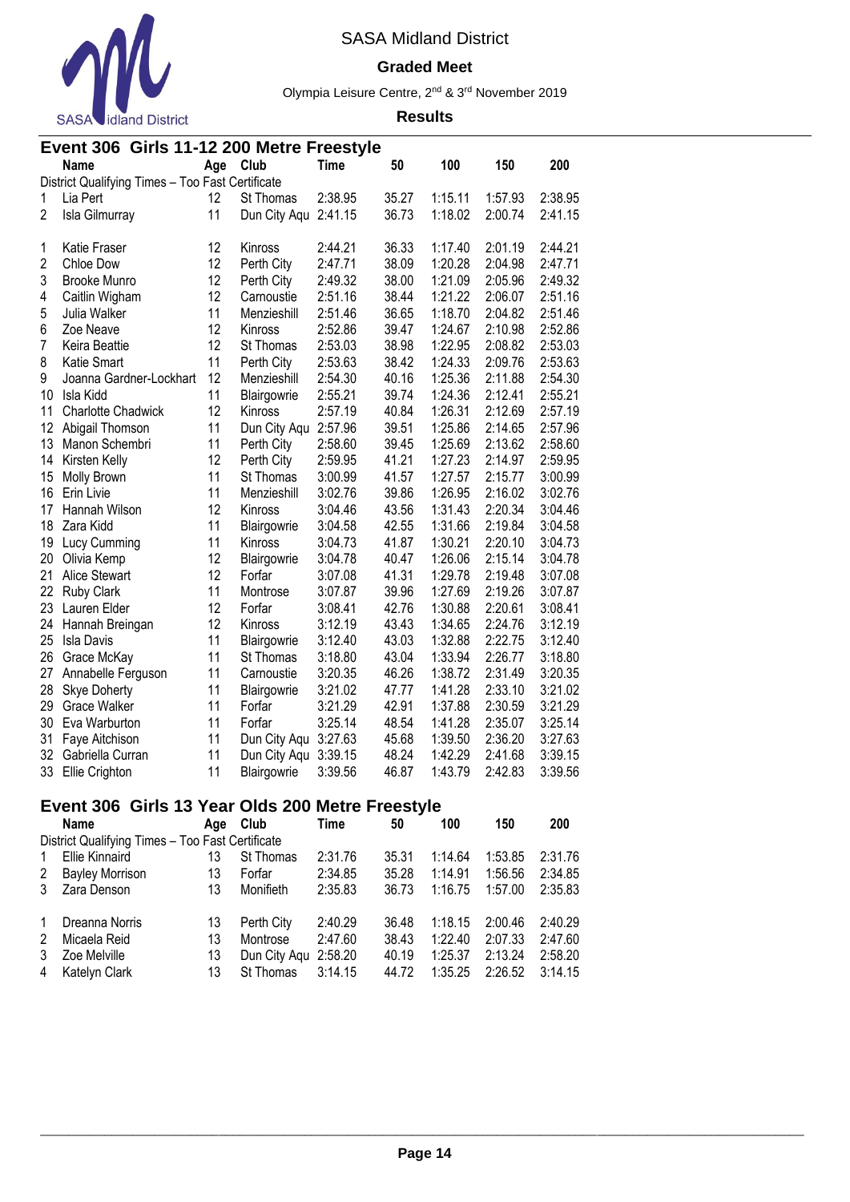# SASA Midland District

## Graded Meet

Olympia Leisure Centre, 2nd & 3rd November 2019

**Results**

### Event 306 Girls 11-12 200 Metre Freestyle

| | Name | Age | Club | Time | 50 | 100 | 150 | 200 |
|---|---|---|---|---|---|---|---|---|
| | District Qualifying Times – Too Fast Certificate | | | | | | | |
| 1 | Lia Pert | 12 | St Thomas | 2:38.95 | 35.27 | 1:15.11 | 1:57.93 | 2:38.95 |
| 2 | Isla Gilmurray | 11 | Dun City Aqu | 2:41.15 | 36.73 | 1:18.02 | 2:00.74 | 2:41.15 |
| | | | | | | | | |
| 1 | Katie Fraser | 12 | Kinross | 2:44.21 | 36.33 | 1:17.40 | 2:01.19 | 2:44.21 |
| 2 | Chloe Dow | 12 | Perth City | 2:47.71 | 38.09 | 1:20.28 | 2:04.98 | 2:47.71 |
| 3 | Brooke Munro | 12 | Perth City | 2:49.32 | 38.00 | 1:21.09 | 2:05.96 | 2:49.32 |
| 4 | Caitlin Wigham | 12 | Carnoustie | 2:51.16 | 38.44 | 1:21.22 | 2:06.07 | 2:51.16 |
| 5 | Julia Walker | 11 | Menzieshill | 2:51.46 | 36.65 | 1:18.70 | 2:04.82 | 2:51.46 |
| 6 | Zoe Neave | 12 | Kinross | 2:52.86 | 39.47 | 1:24.67 | 2:10.98 | 2:52.86 |
| 7 | Keira Beattie | 12 | St Thomas | 2:53.03 | 38.98 | 1:22.95 | 2:08.82 | 2:53.03 |
| 8 | Katie Smart | 11 | Perth City | 2:53.63 | 38.42 | 1:24.33 | 2:09.76 | 2:53.63 |
| 9 | Joanna Gardner-Lockhart | 12 | Menzieshill | 2:54.30 | 40.16 | 1:25.36 | 2:11.88 | 2:54.30 |
| 10 | Isla Kidd | 11 | Blairgowrie | 2:55.21 | 39.74 | 1:24.36 | 2:12.41 | 2:55.21 |
| 11 | Charlotte Chadwick | 12 | Kinross | 2:57.19 | 40.84 | 1:26.31 | 2:12.69 | 2:57.19 |
| 12 | Abigail Thomson | 11 | Dun City Aqu | 2:57.96 | 39.51 | 1:25.86 | 2:14.65 | 2:57.96 |
| 13 | Manon Schembri | 11 | Perth City | 2:58.60 | 39.45 | 1:25.69 | 2:13.62 | 2:58.60 |
| 14 | Kirsten Kelly | 12 | Perth City | 2:59.95 | 41.21 | 1:27.23 | 2:14.97 | 2:59.95 |
| 15 | Molly Brown | 11 | St Thomas | 3:00.99 | 41.57 | 1:27.57 | 2:15.77 | 3:00.99 |
| 16 | Erin Livie | 11 | Menzieshill | 3:02.76 | 39.86 | 1:26.95 | 2:16.02 | 3:02.76 |
| 17 | Hannah Wilson | 12 | Kinross | 3:04.46 | 43.56 | 1:31.43 | 2:20.34 | 3:04.46 |
| 18 | Zara Kidd | 11 | Blairgowrie | 3:04.58 | 42.55 | 1:31.66 | 2:19.84 | 3:04.58 |
| 19 | Lucy Cumming | 11 | Kinross | 3:04.73 | 41.87 | 1:30.21 | 2:20.10 | 3:04.73 |
| 20 | Olivia Kemp | 12 | Blairgowrie | 3:04.78 | 40.47 | 1:26.06 | 2:15.14 | 3:04.78 |
| 21 | Alice Stewart | 12 | Forfar | 3:07.08 | 41.31 | 1:29.78 | 2:19.48 | 3:07.08 |
| 22 | Ruby Clark | 11 | Montrose | 3:07.87 | 39.96 | 1:27.69 | 2:19.26 | 3:07.87 |
| 23 | Lauren Elder | 12 | Forfar | 3:08.41 | 42.76 | 1:30.88 | 2:20.61 | 3:08.41 |
| 24 | Hannah Breingan | 12 | Kinross | 3:12.19 | 43.43 | 1:34.65 | 2:24.76 | 3:12.19 |
| 25 | Isla Davis | 11 | Blairgowrie | 3:12.40 | 43.03 | 1:32.88 | 2:22.75 | 3:12.40 |
| 26 | Grace McKay | 11 | St Thomas | 3:18.80 | 43.04 | 1:33.94 | 2:26.77 | 3:18.80 |
| 27 | Annabelle Ferguson | 11 | Carnoustie | 3:20.35 | 46.26 | 1:38.72 | 2:31.49 | 3:20.35 |
| 28 | Skye Doherty | 11 | Blairgowrie | 3:21.02 | 47.77 | 1:41.28 | 2:33.10 | 3:21.02 |
| 29 | Grace Walker | 11 | Forfar | 3:21.29 | 42.91 | 1:37.88 | 2:30.59 | 3:21.29 |
| 30 | Eva Warburton | 11 | Forfar | 3:25.14 | 48.54 | 1:41.28 | 2:35.07 | 3:25.14 |
| 31 | Faye Aitchison | 11 | Dun City Aqu | 3:27.63 | 45.68 | 1:39.50 | 2:36.20 | 3:27.63 |
| 32 | Gabriella Curran | 11 | Dun City Aqu | 3:39.15 | 48.24 | 1:42.29 | 2:41.68 | 3:39.15 |
| 33 | Ellie Crighton | 11 | Blairgowrie | 3:39.56 | 46.87 | 1:43.79 | 2:42.83 | 3:39.56 |

### Event 306 Girls 13 Year Olds 200 Metre Freestyle

| | Name | Age | Club | Time | 50 | 100 | 150 | 200 |
|---|---|---|---|---|---|---|---|---|
| | District Qualifying Times – Too Fast Certificate | | | | | | | |
| 1 | Ellie Kinnaird | 13 | St Thomas | 2:31.76 | 35.31 | 1:14.64 | 1:53.85 | 2:31.76 |
| 2 | Bayley Morrison | 13 | Forfar | 2:34.85 | 35.28 | 1:14.91 | 1:56.56 | 2:34.85 |
| 3 | Zara Denson | 13 | Monifieth | 2:35.83 | 36.73 | 1:16.75 | 1:57.00 | 2:35.83 |
| | | | | | | | | |
| 1 | Dreanna Norris | 13 | Perth City | 2:40.29 | 36.48 | 1:18.15 | 2:00.46 | 2:40.29 |
| 2 | Micaela Reid | 13 | Montrose | 2:47.60 | 38.43 | 1:22.40 | 2:07.33 | 2:47.60 |
| 3 | Zoe Melville | 13 | Dun City Aqu | 2:58.20 | 40.19 | 1:25.37 | 2:13.24 | 2:58.20 |
| 4 | Katelyn Clark | 13 | St Thomas | 3:14.15 | 44.72 | 1:35.25 | 2:26.52 | 3:14.15 |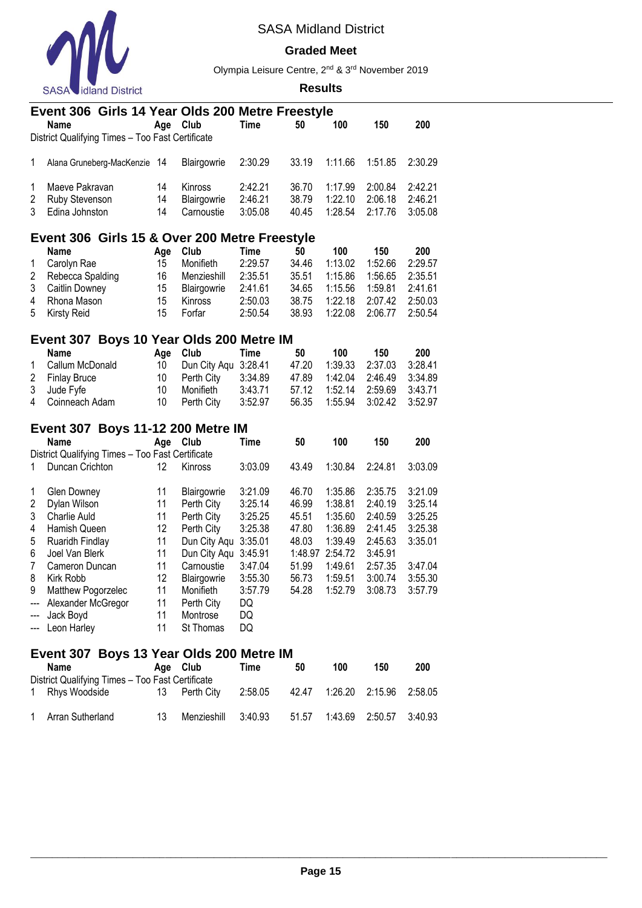SASA Midland District

**Graded Meet**

Olympia Leisure Centre, 2nd & 3rd November 2019

**Results**

## Event 306 Girls 14 Year Olds 200 Metre Freestyle

| | Name | Age | Club | Time | 50 | 100 | 150 | 200 |
|---|---|---|---|---|---|---|---|---|
| | District Qualifying Times – Too Fast Certificate | | | | | | | |
| 1 | Alana Gruneberg-MacKenzie | 14 | Blairgowrie | 2:30.29 | 33.19 | 1:11.66 | 1:51.85 | 2:30.29 |
| 1 | Maeve Pakravan | 14 | Kinross | 2:42.21 | 36.70 | 1:17.99 | 2:00.84 | 2:42.21 |
| 2 | Ruby Stevenson | 14 | Blairgowrie | 2:46.21 | 38.79 | 1:22.10 | 2:06.18 | 2:46.21 |
| 3 | Edina Johnston | 14 | Carnoustie | 3:05.08 | 40.45 | 1:28.54 | 2:17.76 | 3:05.08 |

## Event 306 Girls 15 & Over 200 Metre Freestyle

| | Name | Age | Club | Time | 50 | 100 | 150 | 200 |
|---|---|---|---|---|---|---|---|---|
| 1 | Carolyn Rae | 15 | Monifieth | 2:29.57 | 34.46 | 1:13.02 | 1:52.66 | 2:29.57 |
| 2 | Rebecca Spalding | 16 | Menzieshill | 2:35.51 | 35.51 | 1:15.86 | 1:56.65 | 2:35.51 |
| 3 | Caitlin Downey | 15 | Blairgowrie | 2:41.61 | 34.65 | 1:15.56 | 1:59.81 | 2:41.61 |
| 4 | Rhona Mason | 15 | Kinross | 2:50.03 | 38.75 | 1:22.18 | 2:07.42 | 2:50.03 |
| 5 | Kirsty Reid | 15 | Forfar | 2:50.54 | 38.93 | 1:22.08 | 2:06.77 | 2:50.54 |

## Event 307 Boys 10 Year Olds 200 Metre IM

| | Name | Age | Club | Time | 50 | 100 | 150 | 200 |
|---|---|---|---|---|---|---|---|---|
| 1 | Callum McDonald | 10 | Dun City Aqu | 3:28.41 | 47.20 | 1:39.33 | 2:37.03 | 3:28.41 |
| 2 | Finlay Bruce | 10 | Perth City | 3:34.89 | 47.89 | 1:42.04 | 2:46.49 | 3:34.89 |
| 3 | Jude Fyfe | 10 | Monifieth | 3:43.71 | 57.12 | 1:52.14 | 2:59.69 | 3:43.71 |
| 4 | Coinneach Adam | 10 | Perth City | 3:52.97 | 56.35 | 1:55.94 | 3:02.42 | 3:52.97 |

## Event 307 Boys 11-12 200 Metre IM

| | Name | Age | Club | Time | 50 | 100 | 150 | 200 |
|---|---|---|---|---|---|---|---|---|
| | District Qualifying Times – Too Fast Certificate | | | | | | | |
| 1 | Duncan Crichton | 12 | Kinross | 3:03.09 | 43.49 | 1:30.84 | 2:24.81 | 3:03.09 |
| 1 | Glen Downey | 11 | Blairgowrie | 3:21.09 | 46.70 | 1:35.86 | 2:35.75 | 3:21.09 |
| 2 | Dylan Wilson | 11 | Perth City | 3:25.14 | 46.99 | 1:38.81 | 2:40.19 | 3:25.14 |
| 3 | Charlie Auld | 11 | Perth City | 3:25.25 | 45.51 | 1:35.60 | 2:40.59 | 3:25.25 |
| 4 | Hamish Queen | 12 | Perth City | 3:25.38 | 47.80 | 1:36.89 | 2:41.45 | 3:25.38 |
| 5 | Ruaridh Findlay | 11 | Dun City Aqu | 3:35.01 | 48.03 | 1:39.49 | 2:45.63 | 3:35.01 |
| 6 | Joel Van Blerk | 11 | Dun City Aqu | 3:45.91 | 1:48.97 | 2:54.72 | 3:45.91 | |
| 7 | Cameron Duncan | 11 | Carnoustie | 3:47.04 | 51.99 | 1:49.61 | 2:57.35 | 3:47.04 |
| 8 | Kirk Robb | 12 | Blairgowrie | 3:55.30 | 56.73 | 1:59.51 | 3:00.74 | 3:55.30 |
| 9 | Matthew Pogorzelec | 11 | Monifieth | 3:57.79 | 54.28 | 1:52.79 | 3:08.73 | 3:57.79 |
| --- | Alexander McGregor | 11 | Perth City | DQ | | | | |
| --- | Jack Boyd | 11 | Montrose | DQ | | | | |
| --- | Leon Harley | 11 | St Thomas | DQ | | | | |

## Event 307 Boys 13 Year Olds 200 Metre IM

| | Name | Age | Club | Time | 50 | 100 | 150 | 200 |
|---|---|---|---|---|---|---|---|---|
| | District Qualifying Times – Too Fast Certificate | | | | | | | |
| 1 | Rhys Woodside | 13 | Perth City | 2:58.05 | 42.47 | 1:26.20 | 2:15.96 | 2:58.05 |
| 1 | Arran Sutherland | 13 | Menzieshill | 3:40.93 | 51.57 | 1:43.69 | 2:50.57 | 3:40.93 |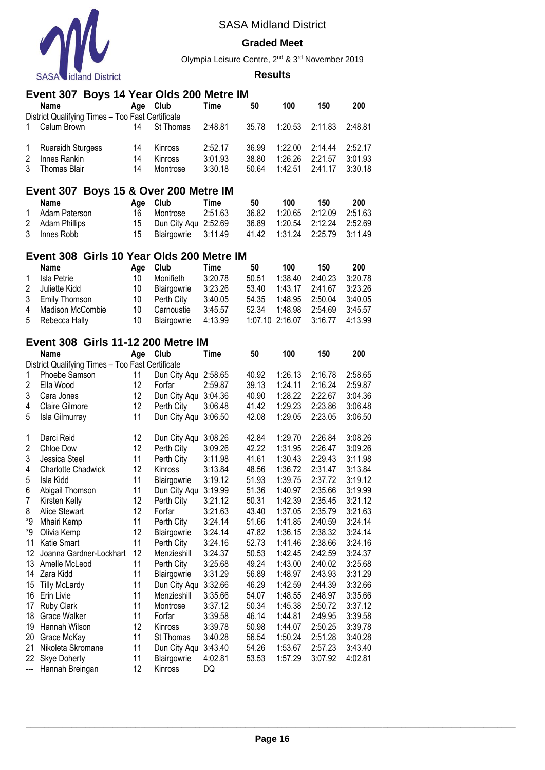# SASA Midland District

## Graded Meet

Olympia Leisure Centre, 2nd & 3rd November 2019

**Results**

### Event 307 Boys 14 Year Olds 200 Metre IM

| | Name | Age | Club | Time | 50 | 100 | 150 | 200 |
|---|---|---|---|---|---|---|---|---|
| | District Qualifying Times – Too Fast Certificate | | | | | | | |
| 1 | Calum Brown | 14 | St Thomas | 2:48.81 | 35.78 | 1:20.53 | 2:11.83 | 2:48.81 |
| | | | | | | | | |
| 1 | Ruaraidh Sturgess | 14 | Kinross | 2:52.17 | 36.99 | 1:22.00 | 2:14.44 | 2:52.17 |
| 2 | Innes Rankin | 14 | Kinross | 3:01.93 | 38.80 | 1:26.26 | 2:21.57 | 3:01.93 |
| 3 | Thomas Blair | 14 | Montrose | 3:30.18 | 50.64 | 1:42.51 | 2:41.17 | 3:30.18 |

### Event 307 Boys 15 & Over 200 Metre IM

| | Name | Age | Club | Time | 50 | 100 | 150 | 200 |
|---|---|---|---|---|---|---|---|---|
| 1 | Adam Paterson | 16 | Montrose | 2:51.63 | 36.82 | 1:20.65 | 2:12.09 | 2:51.63 |
| 2 | Adam Phillips | 15 | Dun City Aqu | 2:52.69 | 36.89 | 1:20.54 | 2:12.24 | 2:52.69 |
| 3 | Innes Robb | 15 | Blairgowrie | 3:11.49 | 41.42 | 1:31.24 | 2:25.79 | 3:11.49 |

### Event 308 Girls 10 Year Olds 200 Metre IM

| | Name | Age | Club | Time | 50 | 100 | 150 | 200 |
|---|---|---|---|---|---|---|---|---|
| 1 | Isla Petrie | 10 | Monifieth | 3:20.78 | 50.51 | 1:38.40 | 2:40.23 | 3:20.78 |
| 2 | Juliette Kidd | 10 | Blairgowrie | 3:23.26 | 53.40 | 1:43.17 | 2:41.67 | 3:23.26 |
| 3 | Emily Thomson | 10 | Perth City | 3:40.05 | 54.35 | 1:48.95 | 2:50.04 | 3:40.05 |
| 4 | Madison McCombie | 10 | Carnoustie | 3:45.57 | 52.34 | 1:48.98 | 2:54.69 | 3:45.57 |
| 5 | Rebecca Hally | 10 | Blairgowrie | 4:13.99 | 1:07.10 | 2:16.07 | 3:16.77 | 4:13.99 |

### Event 308 Girls 11-12 200 Metre IM

| | Name | Age | Club | Time | 50 | 100 | 150 | 200 |
|---|---|---|---|---|---|---|---|---|
| | District Qualifying Times – Too Fast Certificate | | | | | | | |
| 1 | Phoebe Samson | 11 | Dun City Aqu | 2:58.65 | 40.92 | 1:26.13 | 2:16.78 | 2:58.65 |
| 2 | Ella Wood | 12 | Forfar | 2:59.87 | 39.13 | 1:24.11 | 2:16.24 | 2:59.87 |
| 3 | Cara Jones | 12 | Dun City Aqu | 3:04.36 | 40.90 | 1:28.22 | 2:22.67 | 3:04.36 |
| 4 | Claire Gilmore | 12 | Perth City | 3:06.48 | 41.42 | 1:29.23 | 2:23.86 | 3:06.48 |
| 5 | Isla Gilmurray | 11 | Dun City Aqu | 3:06.50 | 42.08 | 1:29.05 | 2:23.05 | 3:06.50 |
| | | | | | | | | |
| 1 | Darci Reid | 12 | Dun City Aqu | 3:08.26 | 42.84 | 1:29.70 | 2:26.84 | 3:08.26 |
| 2 | Chloe Dow | 12 | Perth City | 3:09.26 | 42.22 | 1:31.95 | 2:26.47 | 3:09.26 |
| 3 | Jessica Steel | 11 | Perth City | 3:11.98 | 41.61 | 1:30.43 | 2:29.43 | 3:11.98 |
| 4 | Charlotte Chadwick | 12 | Kinross | 3:13.84 | 48.56 | 1:36.72 | 2:31.47 | 3:13.84 |
| 5 | Isla Kidd | 11 | Blairgowrie | 3:19.12 | 51.93 | 1:39.75 | 2:37.72 | 3:19.12 |
| 6 | Abigail Thomson | 11 | Dun City Aqu | 3:19.99 | 51.36 | 1:40.97 | 2:35.66 | 3:19.99 |
| 7 | Kirsten Kelly | 12 | Perth City | 3:21.12 | 50.31 | 1:42.39 | 2:35.45 | 3:21.12 |
| 8 | Alice Stewart | 12 | Forfar | 3:21.63 | 43.40 | 1:37.05 | 2:35.79 | 3:21.63 |
| *9 | Mhairi Kemp | 11 | Perth City | 3:24.14 | 51.66 | 1:41.85 | 2:40.59 | 3:24.14 |
| *9 | Olivia Kemp | 12 | Blairgowrie | 3:24.14 | 47.82 | 1:36.15 | 2:38.32 | 3:24.14 |
| 11 | Katie Smart | 11 | Perth City | 3:24.16 | 52.73 | 1:41.46 | 2:38.66 | 3:24.16 |
| 12 | Joanna Gardner-Lockhart | 12 | Menzieshill | 3:24.37 | 50.53 | 1:42.45 | 2:42.59 | 3:24.37 |
| 13 | Amelle McLeod | 11 | Perth City | 3:25.68 | 49.24 | 1:43.00 | 2:40.02 | 3:25.68 |
| 14 | Zara Kidd | 11 | Blairgowrie | 3:31.29 | 56.89 | 1:48.97 | 2:43.93 | 3:31.29 |
| 15 | Tilly McLardy | 11 | Dun City Aqu | 3:32.66 | 46.29 | 1:42.59 | 2:44.39 | 3:32.66 |
| 16 | Erin Livie | 11 | Menzieshill | 3:35.66 | 54.07 | 1:48.55 | 2:48.97 | 3:35.66 |
| 17 | Ruby Clark | 11 | Montrose | 3:37.12 | 50.34 | 1:45.38 | 2:50.72 | 3:37.12 |
| 18 | Grace Walker | 11 | Forfar | 3:39.58 | 46.14 | 1:44.81 | 2:49.95 | 3:39.58 |
| 19 | Hannah Wilson | 12 | Kinross | 3:39.78 | 50.98 | 1:44.07 | 2:50.25 | 3:39.78 |
| 20 | Grace McKay | 11 | St Thomas | 3:40.28 | 56.54 | 1:50.24 | 2:51.28 | 3:40.28 |
| 21 | Nikoleta Skromane | 11 | Dun City Aqu | 3:43.40 | 54.26 | 1:53.67 | 2:57.23 | 3:43.40 |
| 22 | Skye Doherty | 11 | Blairgowrie | 4:02.81 | 53.53 | 1:57.29 | 3:07.92 | 4:02.81 |
| --- | Hannah Breingan | 12 | Kinross | DQ | | | | |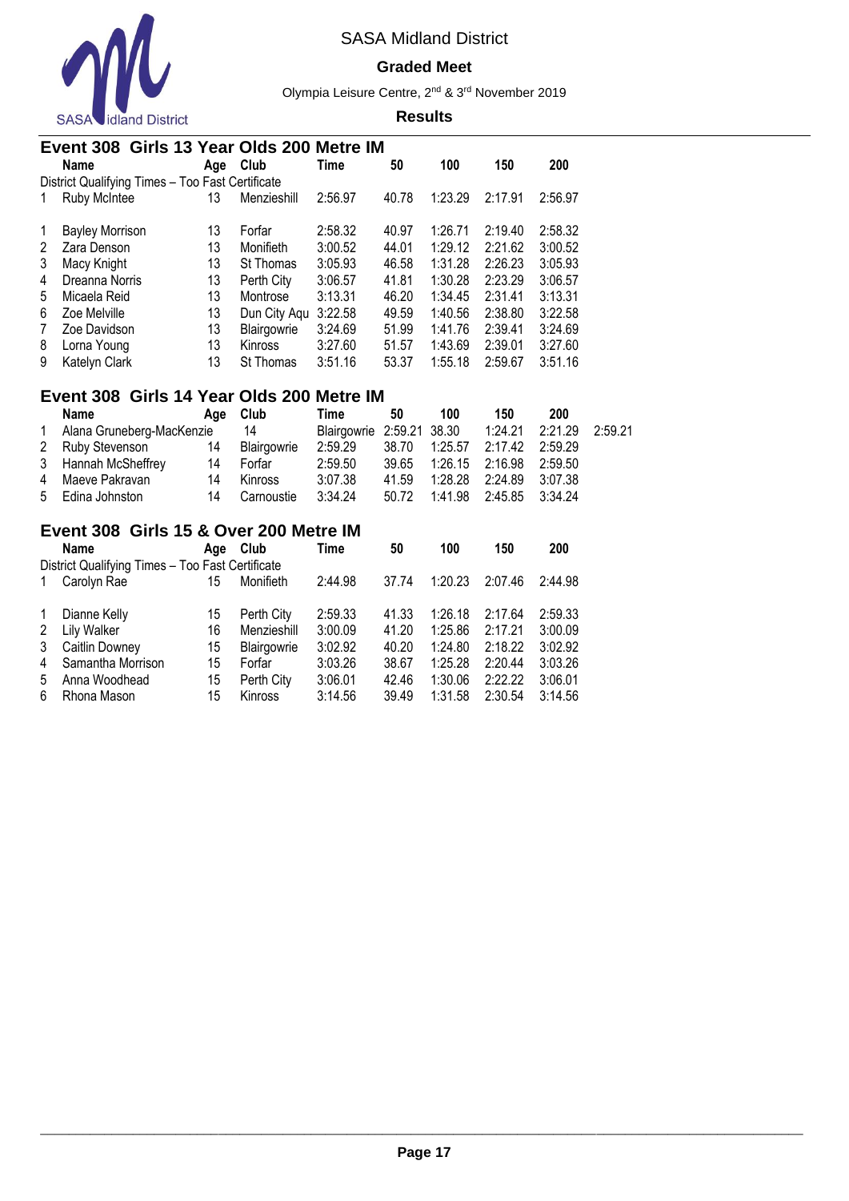## Event 308 Girls 13 Year Olds 200 Metre IM

| | Name | Age | Club | Time | 50 | 100 | 150 | 200 |
|---|---|---|---|---|---|---|---|---|
| District Qualifying Times – Too Fast Certificate | | | | | | | | |
| 1 | Ruby McIntee | 13 | Menzieshill | 2:56.97 | 40.78 | 1:23.29 | 2:17.91 | 2:56.97 |
| 1 | Bayley Morrison | 13 | Forfar | 2:58.32 | 40.97 | 1:26.71 | 2:19.40 | 2:58.32 |
| 2 | Zara Denson | 13 | Monifieth | 3:00.52 | 44.01 | 1:29.12 | 2:21.62 | 3:00.52 |
| 3 | Macy Knight | 13 | St Thomas | 3:05.93 | 46.58 | 1:31.28 | 2:26.23 | 3:05.93 |
| 4 | Dreanna Norris | 13 | Perth City | 3:06.57 | 41.81 | 1:30.28 | 2:23.29 | 3:06.57 |
| 5 | Micaela Reid | 13 | Montrose | 3:13.31 | 46.20 | 1:34.45 | 2:31.41 | 3:13.31 |
| 6 | Zoe Melville | 13 | Dun City Aqu | 3:22.58 | 49.59 | 1:40.56 | 2:38.80 | 3:22.58 |
| 7 | Zoe Davidson | 13 | Blairgowrie | 3:24.69 | 51.99 | 1:41.76 | 2:39.41 | 3:24.69 |
| 8 | Lorna Young | 13 | Kinross | 3:27.60 | 51.57 | 1:43.69 | 2:39.01 | 3:27.60 |
| 9 | Katelyn Clark | 13 | St Thomas | 3:51.16 | 53.37 | 1:55.18 | 2:59.67 | 3:51.16 |

## Event 308 Girls 14 Year Olds 200 Metre IM

| | Name | Age | Club | Time | 50 | 100 | 150 | 200 |
|---|---|---|---|---|---|---|---|---|
| 1 | Alana Gruneberg-MacKenzie | 14 | Blairgowrie | 2:59.21 | 38.30 | 1:24.21 | 2:21.29 | 2:59.21 |
| 2 | Ruby Stevenson | 14 | Blairgowrie | 2:59.29 | 38.70 | 1:25.57 | 2:17.42 | 2:59.29 |
| 3 | Hannah McSheffrey | 14 | Forfar | 2:59.50 | 39.65 | 1:26.15 | 2:16.98 | 2:59.50 |
| 4 | Maeve Pakravan | 14 | Kinross | 3:07.38 | 41.59 | 1:28.28 | 2:24.89 | 3:07.38 |
| 5 | Edina Johnston | 14 | Carnoustie | 3:34.24 | 50.72 | 1:41.98 | 2:45.85 | 3:34.24 |

## Event 308 Girls 15 & Over 200 Metre IM

| | Name | Age | Club | Time | 50 | 100 | 150 | 200 |
|---|---|---|---|---|---|---|---|---|
| District Qualifying Times – Too Fast Certificate | | | | | | | | |
| 1 | Carolyn Rae | 15 | Monifieth | 2:44.98 | 37.74 | 1:20.23 | 2:07.46 | 2:44.98 |
| 1 | Dianne Kelly | 15 | Perth City | 2:59.33 | 41.33 | 1:26.18 | 2:17.64 | 2:59.33 |
| 2 | Lily Walker | 16 | Menzieshill | 3:00.09 | 41.20 | 1:25.86 | 2:17.21 | 3:00.09 |
| 3 | Caitlin Downey | 15 | Blairgowrie | 3:02.92 | 40.20 | 1:24.80 | 2:18.22 | 3:02.92 |
| 4 | Samantha Morrison | 15 | Forfar | 3:03.26 | 38.67 | 1:25.28 | 2:20.44 | 3:03.26 |
| 5 | Anna Woodhead | 15 | Perth City | 3:06.01 | 42.46 | 1:30.06 | 2:22.22 | 3:06.01 |
| 6 | Rhona Mason | 15 | Kinross | 3:14.56 | 39.49 | 1:31.58 | 2:30.54 | 3:14.56 |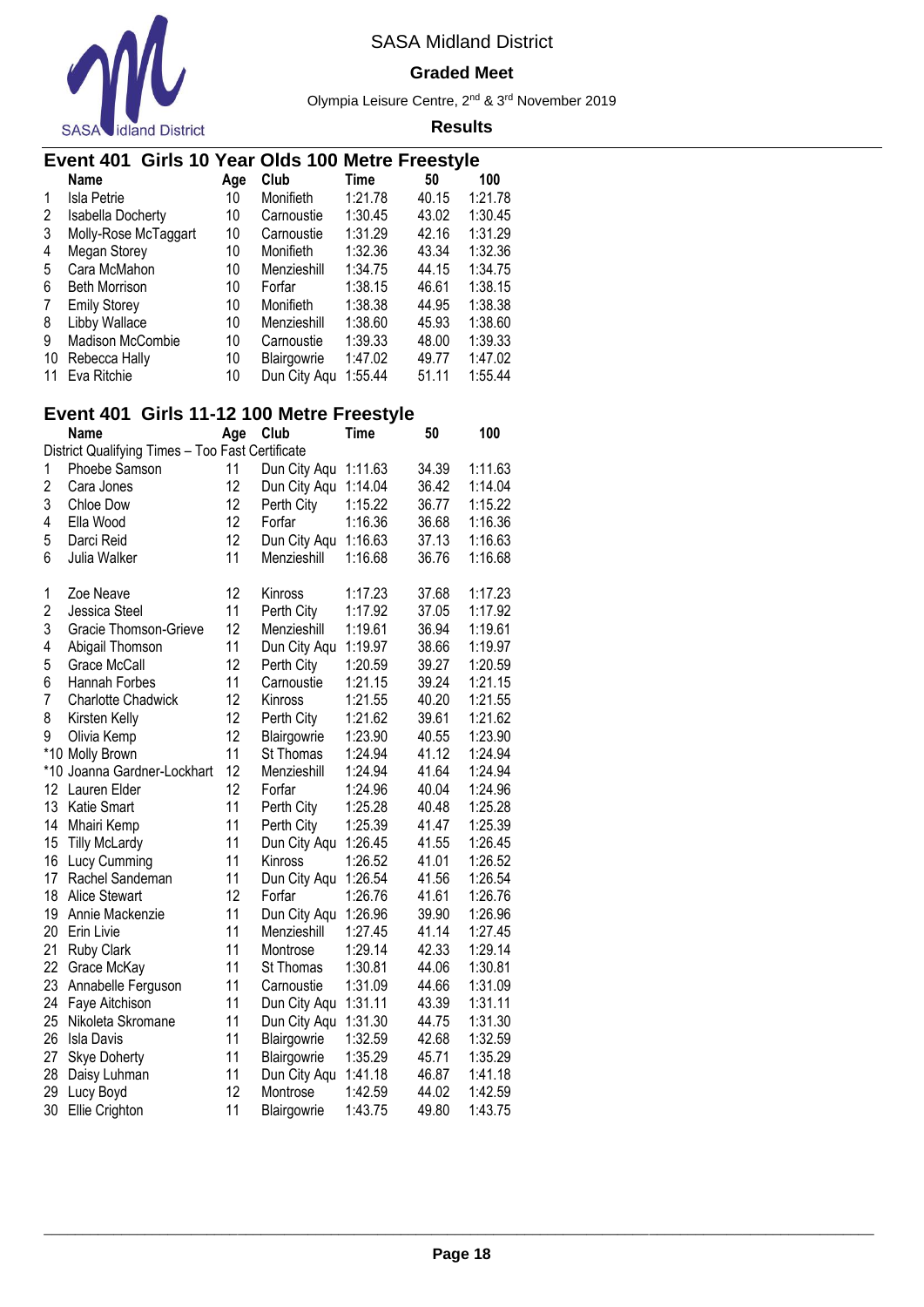SASA Midland District

**Graded Meet**

Olympia Leisure Centre, 2nd & 3rd November 2019

**Results**

## Event 401 Girls 10 Year Olds 100 Metre Freestyle

| | Name | Age | Club | Time | 50 | 100 |
|---|---|---|---|---|---|---|
| 1 | Isla Petrie | 10 | Monifieth | 1:21.78 | 40.15 | 1:21.78 |
| 2 | Isabella Docherty | 10 | Carnoustie | 1:30.45 | 43.02 | 1:30.45 |
| 3 | Molly-Rose McTaggart | 10 | Carnoustie | 1:31.29 | 42.16 | 1:31.29 |
| 4 | Megan Storey | 10 | Monifieth | 1:32.36 | 43.34 | 1:32.36 |
| 5 | Cara McMahon | 10 | Menzieshill | 1:34.75 | 44.15 | 1:34.75 |
| 6 | Beth Morrison | 10 | Forfar | 1:38.15 | 46.61 | 1:38.15 |
| 7 | Emily Storey | 10 | Monifieth | 1:38.38 | 44.95 | 1:38.38 |
| 8 | Libby Wallace | 10 | Menzieshill | 1:38.60 | 45.93 | 1:38.60 |
| 9 | Madison McCombie | 10 | Carnoustie | 1:39.33 | 48.00 | 1:39.33 |
| 10 | Rebecca Hally | 10 | Blairgowrie | 1:47.02 | 49.77 | 1:47.02 |
| 11 | Eva Ritchie | 10 | Dun City Aqu | 1:55.44 | 51.11 | 1:55.44 |

## Event 401 Girls 11-12 100 Metre Freestyle

| | Name | Age | Club | Time | 50 | 100 |
|---|---|---|---|---|---|---|
| District Qualifying Times – Too Fast Certificate | | | | | | |
| 1 | Phoebe Samson | 11 | Dun City Aqu | 1:11.63 | 34.39 | 1:11.63 |
| 2 | Cara Jones | 12 | Dun City Aqu | 1:14.04 | 36.42 | 1:14.04 |
| 3 | Chloe Dow | 12 | Perth City | 1:15.22 | 36.77 | 1:15.22 |
| 4 | Ella Wood | 12 | Forfar | 1:16.36 | 36.68 | 1:16.36 |
| 5 | Darci Reid | 12 | Dun City Aqu | 1:16.63 | 37.13 | 1:16.63 |
| 6 | Julia Walker | 11 | Menzieshill | 1:16.68 | 36.76 | 1:16.68 |
| | | | | | | |
| 1 | Zoe Neave | 12 | Kinross | 1:17.23 | 37.68 | 1:17.23 |
| 2 | Jessica Steel | 11 | Perth City | 1:17.92 | 37.05 | 1:17.92 |
| 3 | Gracie Thomson-Grieve | 12 | Menzieshill | 1:19.61 | 36.94 | 1:19.61 |
| 4 | Abigail Thomson | 11 | Dun City Aqu | 1:19.97 | 38.66 | 1:19.97 |
| 5 | Grace McCall | 12 | Perth City | 1:20.59 | 39.27 | 1:20.59 |
| 6 | Hannah Forbes | 11 | Carnoustie | 1:21.15 | 39.24 | 1:21.15 |
| 7 | Charlotte Chadwick | 12 | Kinross | 1:21.55 | 40.20 | 1:21.55 |
| 8 | Kirsten Kelly | 12 | Perth City | 1:21.62 | 39.61 | 1:21.62 |
| 9 | Olivia Kemp | 12 | Blairgowrie | 1:23.90 | 40.55 | 1:23.90 |
| *10 | Molly Brown | 11 | St Thomas | 1:24.94 | 41.12 | 1:24.94 |
| *10 | Joanna Gardner-Lockhart | 12 | Menzieshill | 1:24.94 | 41.64 | 1:24.94 |
| 12 | Lauren Elder | 12 | Forfar | 1:24.96 | 40.04 | 1:24.96 |
| 13 | Katie Smart | 11 | Perth City | 1:25.28 | 40.48 | 1:25.28 |
| 14 | Mhairi Kemp | 11 | Perth City | 1:25.39 | 41.47 | 1:25.39 |
| 15 | Tilly McLardy | 11 | Dun City Aqu | 1:26.45 | 41.55 | 1:26.45 |
| 16 | Lucy Cumming | 11 | Kinross | 1:26.52 | 41.01 | 1:26.52 |
| 17 | Rachel Sandeman | 11 | Dun City Aqu | 1:26.54 | 41.56 | 1:26.54 |
| 18 | Alice Stewart | 12 | Forfar | 1:26.76 | 41.61 | 1:26.76 |
| 19 | Annie Mackenzie | 11 | Dun City Aqu | 1:26.96 | 39.90 | 1:26.96 |
| 20 | Erin Livie | 11 | Menzieshill | 1:27.45 | 41.14 | 1:27.45 |
| 21 | Ruby Clark | 11 | Montrose | 1:29.14 | 42.33 | 1:29.14 |
| 22 | Grace McKay | 11 | St Thomas | 1:30.81 | 44.06 | 1:30.81 |
| 23 | Annabelle Ferguson | 11 | Carnoustie | 1:31.09 | 44.66 | 1:31.09 |
| 24 | Faye Aitchison | 11 | Dun City Aqu | 1:31.11 | 43.39 | 1:31.11 |
| 25 | Nikoleta Skromane | 11 | Dun City Aqu | 1:31.30 | 44.75 | 1:31.30 |
| 26 | Isla Davis | 11 | Blairgowrie | 1:32.59 | 42.68 | 1:32.59 |
| 27 | Skye Doherty | 11 | Blairgowrie | 1:35.29 | 45.71 | 1:35.29 |
| 28 | Daisy Luhman | 11 | Dun City Aqu | 1:41.18 | 46.87 | 1:41.18 |
| 29 | Lucy Boyd | 12 | Montrose | 1:42.59 | 44.02 | 1:42.59 |
| 30 | Ellie Crighton | 11 | Blairgowrie | 1:43.75 | 49.80 | 1:43.75 |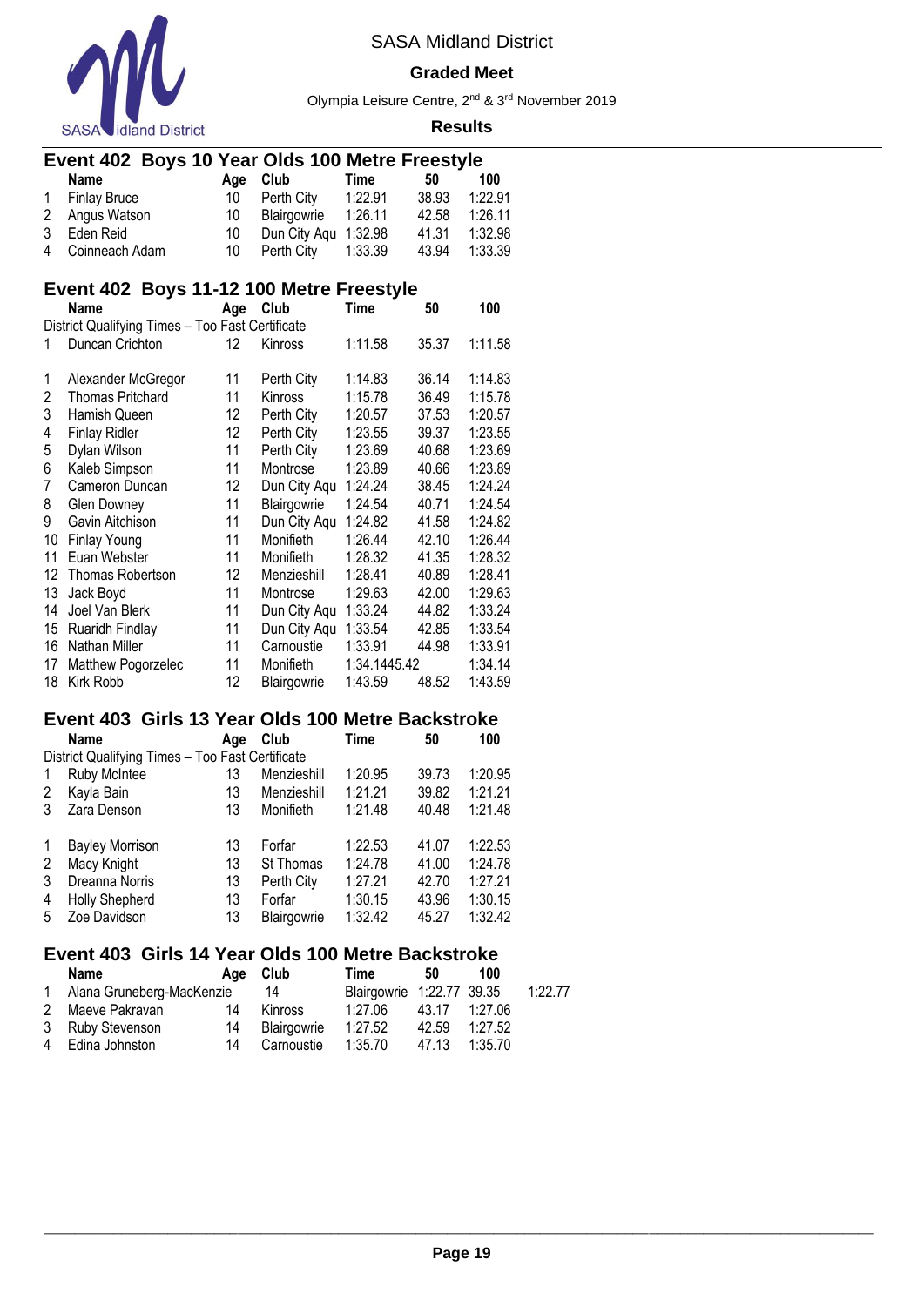SASA Midland District

**Graded Meet**

Olympia Leisure Centre, 2nd & 3rd November 2019

**Results**

## Event 402 Boys 10 Year Olds 100 Metre Freestyle

| | Name | Age | Club | Time | 50 | 100 |
|---|---|---|---|---|---|---|
| 1 | Finlay Bruce | 10 | Perth City | 1:22.91 | 38.93 | 1:22.91 |
| 2 | Angus Watson | 10 | Blairgowrie | 1:26.11 | 42.58 | 1:26.11 |
| 3 | Eden Reid | 10 | Dun City Aqu | 1:32.98 | 41.31 | 1:32.98 |
| 4 | Coinneach Adam | 10 | Perth City | 1:33.39 | 43.94 | 1:33.39 |

## Event 402 Boys 11-12 100 Metre Freestyle

| | Name | Age | Club | Time | 50 | 100 |
|---|---|---|---|---|---|---|
| | District Qualifying Times – Too Fast Certificate | | | | | |
| 1 | Duncan Crichton | 12 | Kinross | 1:11.58 | 35.37 | 1:11.58 |
| | | | | | | |
| 1 | Alexander McGregor | 11 | Perth City | 1:14.83 | 36.14 | 1:14.83 |
| 2 | Thomas Pritchard | 11 | Kinross | 1:15.78 | 36.49 | 1:15.78 |
| 3 | Hamish Queen | 12 | Perth City | 1:20.57 | 37.53 | 1:20.57 |
| 4 | Finlay Ridler | 12 | Perth City | 1:23.55 | 39.37 | 1:23.55 |
| 5 | Dylan Wilson | 11 | Perth City | 1:23.69 | 40.68 | 1:23.69 |
| 6 | Kaleb Simpson | 11 | Montrose | 1:23.89 | 40.66 | 1:23.89 |
| 7 | Cameron Duncan | 12 | Dun City Aqu | 1:24.24 | 38.45 | 1:24.24 |
| 8 | Glen Downey | 11 | Blairgowrie | 1:24.54 | 40.71 | 1:24.54 |
| 9 | Gavin Aitchison | 11 | Dun City Aqu | 1:24.82 | 41.58 | 1:24.82 |
| 10 | Finlay Young | 11 | Monifieth | 1:26.44 | 42.10 | 1:26.44 |
| 11 | Euan Webster | 11 | Monifieth | 1:28.32 | 41.35 | 1:28.32 |
| 12 | Thomas Robertson | 12 | Menzieshill | 1:28.41 | 40.89 | 1:28.41 |
| 13 | Jack Boyd | 11 | Montrose | 1:29.63 | 42.00 | 1:29.63 |
| 14 | Joel Van Blerk | 11 | Dun City Aqu | 1:33.24 | 44.82 | 1:33.24 |
| 15 | Ruaridh Findlay | 11 | Dun City Aqu | 1:33.54 | 42.85 | 1:33.54 |
| 16 | Nathan Miller | 11 | Carnoustie | 1:33.91 | 44.98 | 1:33.91 |
| 17 | Matthew Pogorzelec | 11 | Monifieth | 1:34.1445.42 | | 1:34.14 |
| 18 | Kirk Robb | 12 | Blairgowrie | 1:43.59 | 48.52 | 1:43.59 |

## Event 403 Girls 13 Year Olds 100 Metre Backstroke

| | Name | Age | Club | Time | 50 | 100 |
|---|---|---|---|---|---|---|
| | District Qualifying Times – Too Fast Certificate | | | | | |
| 1 | Ruby McIntee | 13 | Menzieshill | 1:20.95 | 39.73 | 1:20.95 |
| 2 | Kayla Bain | 13 | Menzieshill | 1:21.21 | 39.82 | 1:21.21 |
| 3 | Zara Denson | 13 | Monifieth | 1:21.48 | 40.48 | 1:21.48 |
| | | | | | | |
| 1 | Bayley Morrison | 13 | Forfar | 1:22.53 | 41.07 | 1:22.53 |
| 2 | Macy Knight | 13 | St Thomas | 1:24.78 | 41.00 | 1:24.78 |
| 3 | Dreanna Norris | 13 | Perth City | 1:27.21 | 42.70 | 1:27.21 |
| 4 | Holly Shepherd | 13 | Forfar | 1:30.15 | 43.96 | 1:30.15 |
| 5 | Zoe Davidson | 13 | Blairgowrie | 1:32.42 | 45.27 | 1:32.42 |

## Event 403 Girls 14 Year Olds 100 Metre Backstroke

| | Name | Age | Club | Time | 50 | 100 | |
|---|---|---|---|---|---|---|---|
| 1 | Alana Gruneberg-MacKenzie | 14 | Blairgowrie | 1:22.77 | 39.35 | | 1:22.77 |
| 2 | Maeve Pakravan | 14 | Kinross | 1:27.06 | 43.17 | 1:27.06 | |
| 3 | Ruby Stevenson | 14 | Blairgowrie | 1:27.52 | 42.59 | 1:27.52 | |
| 4 | Edina Johnston | 14 | Carnoustie | 1:35.70 | 47.13 | 1:35.70 | |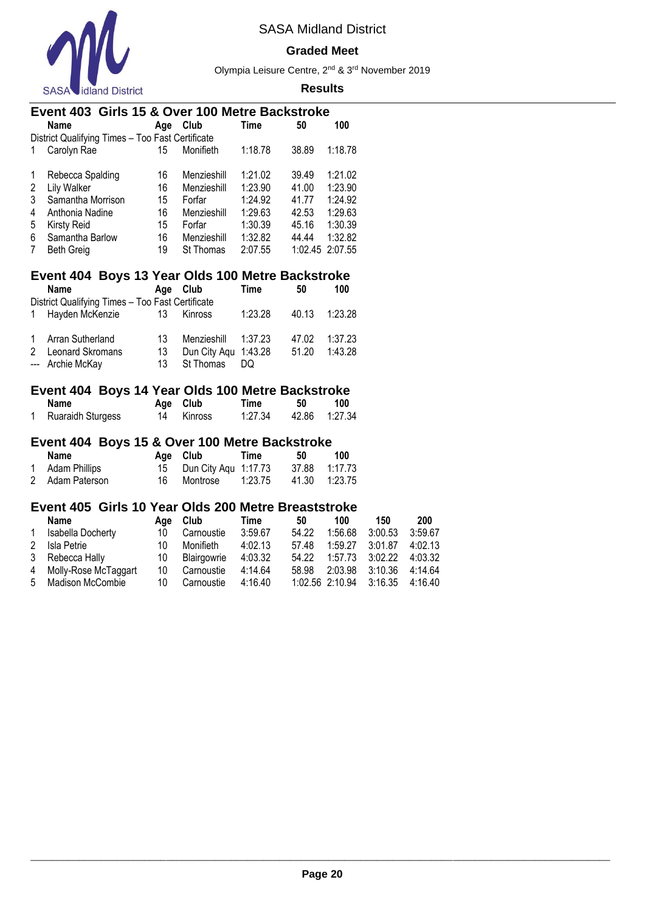SASA Midland District

**Graded Meet**

Olympia Leisure Centre, 2nd & 3rd November 2019

**Results**

## Event 403 Girls 15 & Over 100 Metre Backstroke

| | Name | Age | Club | Time | 50 | 100 |
|---|---|---|---|---|---|---|
| | District Qualifying Times – Too Fast Certificate | | | | | |
| 1 | Carolyn Rae | 15 | Monifieth | 1:18.78 | 38.89 | 1:18.78 |
| 1 | Rebecca Spalding | 16 | Menzieshill | 1:21.02 | 39.49 | 1:21.02 |
| 2 | Lily Walker | 16 | Menzieshill | 1:23.90 | 41.00 | 1:23.90 |
| 3 | Samantha Morrison | 15 | Forfar | 1:24.92 | 41.77 | 1:24.92 |
| 4 | Anthonia Nadine | 16 | Menzieshill | 1:29.63 | 42.53 | 1:29.63 |
| 5 | Kirsty Reid | 15 | Forfar | 1:30.39 | 45.16 | 1:30.39 |
| 6 | Samantha Barlow | 16 | Menzieshill | 1:32.82 | 44.44 | 1:32.82 |
| 7 | Beth Greig | 19 | St Thomas | 2:07.55 | 1:02.45 | 2:07.55 |

## Event 404 Boys 13 Year Olds 100 Metre Backstroke

| | Name | Age | Club | Time | 50 | 100 |
|---|---|---|---|---|---|---|
| | District Qualifying Times – Too Fast Certificate | | | | | |
| 1 | Hayden McKenzie | 13 | Kinross | 1:23.28 | 40.13 | 1:23.28 |
| 1 | Arran Sutherland | 13 | Menzieshill | 1:37.23 | 47.02 | 1:37.23 |
| 2 | Leonard Skromans | 13 | Dun City Aqu | 1:43.28 | 51.20 | 1:43.28 |
| --- | Archie McKay | 13 | St Thomas | DQ | | |

## Event 404 Boys 14 Year Olds 100 Metre Backstroke

| | Name | Age | Club | Time | 50 | 100 |
|---|---|---|---|---|---|---|
| 1 | Ruaraidh Sturgess | 14 | Kinross | 1:27.34 | 42.86 | 1:27.34 |

## Event 404 Boys 15 & Over 100 Metre Backstroke

| | Name | Age | Club | Time | 50 | 100 |
|---|---|---|---|---|---|---|
| 1 | Adam Phillips | 15 | Dun City Aqu | 1:17.73 | 37.88 | 1:17.73 |
| 2 | Adam Paterson | 16 | Montrose | 1:23.75 | 41.30 | 1:23.75 |

## Event 405 Girls 10 Year Olds 200 Metre Breaststroke

| | Name | Age | Club | Time | 50 | 100 | 150 | 200 |
|---|---|---|---|---|---|---|---|---|
| 1 | Isabella Docherty | 10 | Carnoustie | 3:59.67 | 54.22 | 1:56.68 | 3:00.53 | 3:59.67 |
| 2 | Isla Petrie | 10 | Monifieth | 4:02.13 | 57.48 | 1:59.27 | 3:01.87 | 4:02.13 |
| 3 | Rebecca Hally | 10 | Blairgowrie | 4:03.32 | 54.22 | 1:57.73 | 3:02.22 | 4:03.32 |
| 4 | Molly-Rose McTaggart | 10 | Carnoustie | 4:14.64 | 58.98 | 2:03.98 | 3:10.36 | 4:14.64 |
| 5 | Madison McCombie | 10 | Carnoustie | 4:16.40 | 1:02.56 | 2:10.94 | 3:16.35 | 4:16.40 |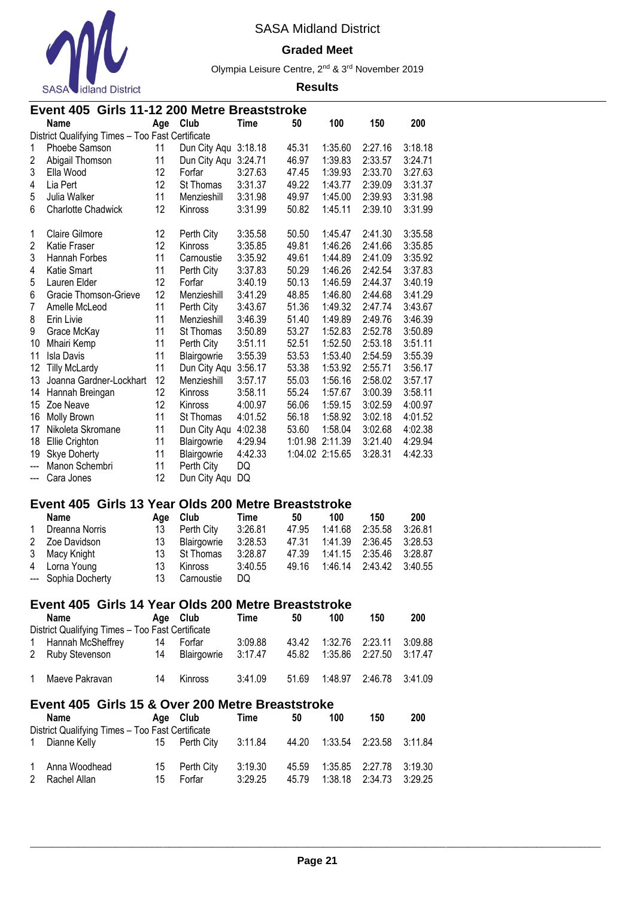SASA Midland District

**Graded Meet**

Olympia Leisure Centre, 2nd & 3rd November 2019

**Results**

## Event 405 Girls 11-12 200 Metre Breaststroke

| | Name | Age | Club | Time | 50 | 100 | 150 | 200 |
|---|---|---|---|---|---|---|---|---|
| District Qualifying Times – Too Fast Certificate | | | | | | | | |
| 1 | Phoebe Samson | 11 | Dun City Aqu | 3:18.18 | 45.31 | 1:35.60 | 2:27.16 | 3:18.18 |
| 2 | Abigail Thomson | 11 | Dun City Aqu | 3:24.71 | 46.97 | 1:39.83 | 2:33.57 | 3:24.71 |
| 3 | Ella Wood | 12 | Forfar | 3:27.63 | 47.45 | 1:39.93 | 2:33.70 | 3:27.63 |
| 4 | Lia Pert | 12 | St Thomas | 3:31.37 | 49.22 | 1:43.77 | 2:39.09 | 3:31.37 |
| 5 | Julia Walker | 11 | Menzieshill | 3:31.98 | 49.97 | 1:45.00 | 2:39.93 | 3:31.98 |
| 6 | Charlotte Chadwick | 12 | Kinross | 3:31.99 | 50.82 | 1:45.11 | 2:39.10 | 3:31.99 |
| | | | | | | | | |
| 1 | Claire Gilmore | 12 | Perth City | 3:35.58 | 50.50 | 1:45.47 | 2:41.30 | 3:35.58 |
| 2 | Katie Fraser | 12 | Kinross | 3:35.85 | 49.81 | 1:46.26 | 2:41.66 | 3:35.85 |
| 3 | Hannah Forbes | 11 | Carnoustie | 3:35.92 | 49.61 | 1:44.89 | 2:41.09 | 3:35.92 |
| 4 | Katie Smart | 11 | Perth City | 3:37.83 | 50.29 | 1:46.26 | 2:42.54 | 3:37.83 |
| 5 | Lauren Elder | 12 | Forfar | 3:40.19 | 50.13 | 1:46.59 | 2:44.37 | 3:40.19 |
| 6 | Gracie Thomson-Grieve | 12 | Menzieshill | 3:41.29 | 48.85 | 1:46.80 | 2:44.68 | 3:41.29 |
| 7 | Amelle McLeod | 11 | Perth City | 3:43.67 | 51.36 | 1:49.32 | 2:47.74 | 3:43.67 |
| 8 | Erin Livie | 11 | Menzieshill | 3:46.39 | 51.40 | 1:49.89 | 2:49.76 | 3:46.39 |
| 9 | Grace McKay | 11 | St Thomas | 3:50.89 | 53.27 | 1:52.83 | 2:52.78 | 3:50.89 |
| 10 | Mhairi Kemp | 11 | Perth City | 3:51.11 | 52.51 | 1:52.50 | 2:53.18 | 3:51.11 |
| 11 | Isla Davis | 11 | Blairgowrie | 3:55.39 | 53.53 | 1:53.40 | 2:54.59 | 3:55.39 |
| 12 | Tilly McLardy | 11 | Dun City Aqu | 3:56.17 | 53.38 | 1:53.92 | 2:55.71 | 3:56.17 |
| 13 | Joanna Gardner-Lockhart | 12 | Menzieshill | 3:57.17 | 55.03 | 1:56.16 | 2:58.02 | 3:57.17 |
| 14 | Hannah Breingan | 12 | Kinross | 3:58.11 | 55.24 | 1:57.67 | 3:00.39 | 3:58.11 |
| 15 | Zoe Neave | 12 | Kinross | 4:00.97 | 56.06 | 1:59.15 | 3:02.59 | 4:00.97 |
| 16 | Molly Brown | 11 | St Thomas | 4:01.52 | 56.18 | 1:58.92 | 3:02.18 | 4:01.52 |
| 17 | Nikoleta Skromane | 11 | Dun City Aqu | 4:02.38 | 53.60 | 1:58.04 | 3:02.68 | 4:02.38 |
| 18 | Ellie Crighton | 11 | Blairgowrie | 4:29.94 | 1:01.98 | 2:11.39 | 3:21.40 | 4:29.94 |
| 19 | Skye Doherty | 11 | Blairgowrie | 4:42.33 | 1:04.02 | 2:15.65 | 3:28.31 | 4:42.33 |
| --- | Manon Schembri | 11 | Perth City | DQ | | | | |
| --- | Cara Jones | 12 | Dun City Aqu | DQ | | | | |

## Event 405 Girls 13 Year Olds 200 Metre Breaststroke

| | Name | Age | Club | Time | 50 | 100 | 150 | 200 |
|---|---|---|---|---|---|---|---|---|
| 1 | Dreanna Norris | 13 | Perth City | 3:26.81 | 47.95 | 1:41.68 | 2:35.58 | 3:26.81 |
| 2 | Zoe Davidson | 13 | Blairgowrie | 3:28.53 | 47.31 | 1:41.39 | 2:36.45 | 3:28.53 |
| 3 | Macy Knight | 13 | St Thomas | 3:28.87 | 47.39 | 1:41.15 | 2:35.46 | 3:28.87 |
| 4 | Lorna Young | 13 | Kinross | 3:40.55 | 49.16 | 1:46.14 | 2:43.42 | 3:40.55 |
| --- | Sophia Docherty | 13 | Carnoustie | DQ | | | | |

## Event 405 Girls 14 Year Olds 200 Metre Breaststroke

| | Name | Age | Club | Time | 50 | 100 | 150 | 200 |
|---|---|---|---|---|---|---|---|---|
| District Qualifying Times – Too Fast Certificate | | | | | | | | |
| 1 | Hannah McSheffrey | 14 | Forfar | 3:09.88 | 43.42 | 1:32.76 | 2:23.11 | 3:09.88 |
| 2 | Ruby Stevenson | 14 | Blairgowrie | 3:17.47 | 45.82 | 1:35.86 | 2:27.50 | 3:17.47 |
| | | | | | | | | |
| 1 | Maeve Pakravan | 14 | Kinross | 3:41.09 | 51.69 | 1:48.97 | 2:46.78 | 3:41.09 |

## Event 405 Girls 15 & Over 200 Metre Breaststroke

| | Name | Age | Club | Time | 50 | 100 | 150 | 200 |
|---|---|---|---|---|---|---|---|---|
| District Qualifying Times – Too Fast Certificate | | | | | | | | |
| 1 | Dianne Kelly | 15 | Perth City | 3:11.84 | 44.20 | 1:33.54 | 2:23.58 | 3:11.84 |
| | | | | | | | | |
| 1 | Anna Woodhead | 15 | Perth City | 3:19.30 | 45.59 | 1:35.85 | 2:27.78 | 3:19.30 |
| 2 | Rachel Allan | 15 | Forfar | 3:29.25 | 45.79 | 1:38.18 | 2:34.73 | 3:29.25 |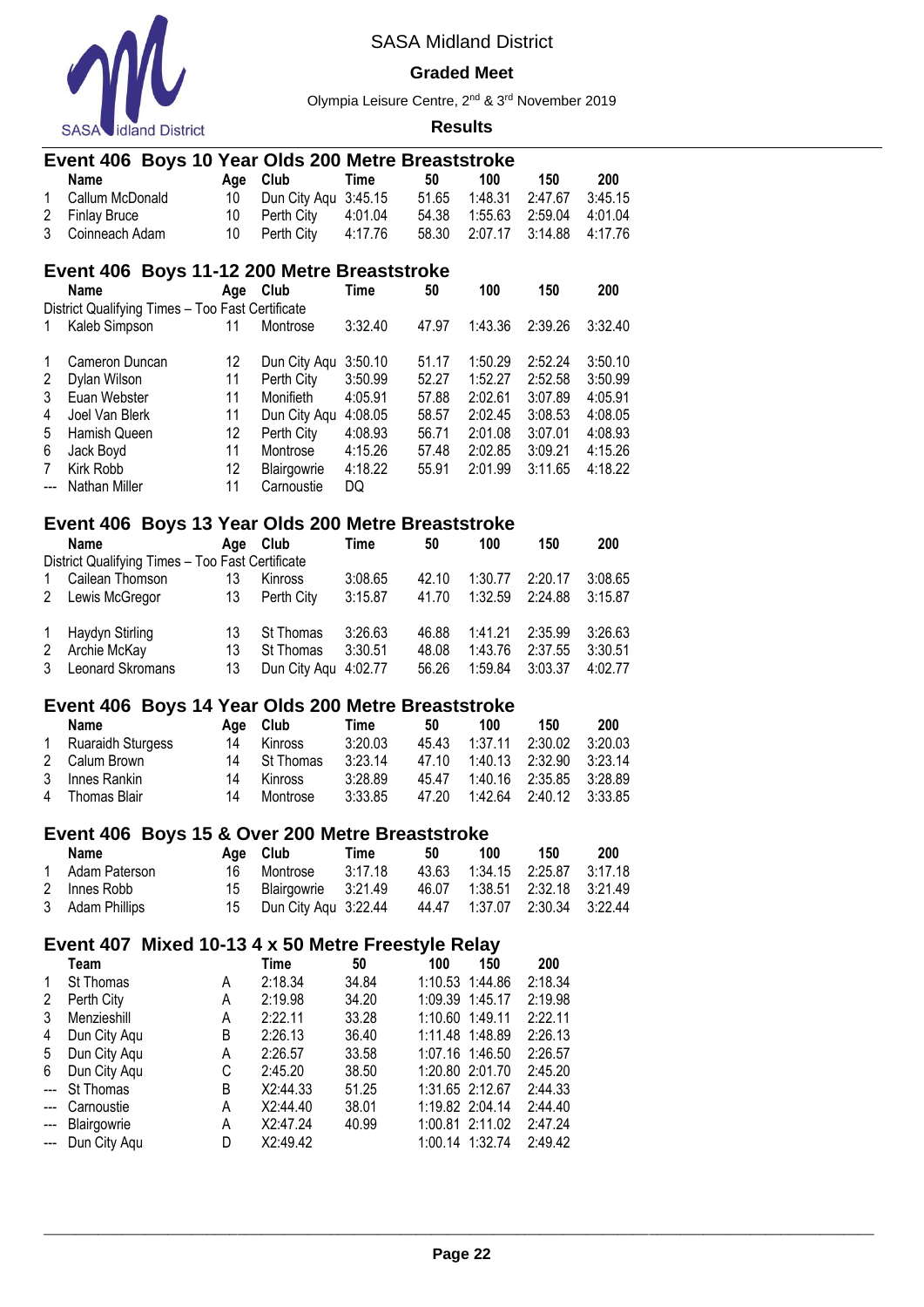SASA Midland District

**Graded Meet**

Olympia Leisure Centre, 2nd & 3rd November 2019

**Results**

### Event 406 Boys 10 Year Olds 200 Metre Breaststroke

| | Name | Age | Club | Time | 50 | 100 | 150 | 200 |
|---|---|---|---|---|---|---|---|---|
| 1 | Callum McDonald | 10 | Dun City Aqu | 3:45.15 | 51.65 | 1:48.31 | 2:47.67 | 3:45.15 |
| 2 | Finlay Bruce | 10 | Perth City | 4:01.04 | 54.38 | 1:55.63 | 2:59.04 | 4:01.04 |
| 3 | Coinneach Adam | 10 | Perth City | 4:17.76 | 58.30 | 2:07.17 | 3:14.88 | 4:17.76 |

### Event 406 Boys 11-12 200 Metre Breaststroke

| | Name | Age | Club | Time | 50 | 100 | 150 | 200 |
|---|---|---|---|---|---|---|---|---|
| | District Qualifying Times – Too Fast Certificate | | | | | | | |
| 1 | Kaleb Simpson | 11 | Montrose | 3:32.40 | 47.97 | 1:43.36 | 2:39.26 | 3:32.40 |
| 1 | Cameron Duncan | 12 | Dun City Aqu | 3:50.10 | 51.17 | 1:50.29 | 2:52.24 | 3:50.10 |
| 2 | Dylan Wilson | 11 | Perth City | 3:50.99 | 52.27 | 1:52.27 | 2:52.58 | 3:50.99 |
| 3 | Euan Webster | 11 | Monifieth | 4:05.91 | 57.88 | 2:02.61 | 3:07.89 | 4:05.91 |
| 4 | Joel Van Blerk | 11 | Dun City Aqu | 4:08.05 | 58.57 | 2:02.45 | 3:08.53 | 4:08.05 |
| 5 | Hamish Queen | 12 | Perth City | 4:08.93 | 56.71 | 2:01.08 | 3:07.01 | 4:08.93 |
| 6 | Jack Boyd | 11 | Montrose | 4:15.26 | 57.48 | 2:02.85 | 3:09.21 | 4:15.26 |
| 7 | Kirk Robb | 12 | Blairgowrie | 4:18.22 | 55.91 | 2:01.99 | 3:11.65 | 4:18.22 |
| --- | Nathan Miller | 11 | Carnoustie | DQ | | | | |

### Event 406 Boys 13 Year Olds 200 Metre Breaststroke

| | Name | Age | Club | Time | 50 | 100 | 150 | 200 |
|---|---|---|---|---|---|---|---|---|
| | District Qualifying Times – Too Fast Certificate | | | | | | | |
| 1 | Cailean Thomson | 13 | Kinross | 3:08.65 | 42.10 | 1:30.77 | 2:20.17 | 3:08.65 |
| 2 | Lewis McGregor | 13 | Perth City | 3:15.87 | 41.70 | 1:32.59 | 2:24.88 | 3:15.87 |
| 1 | Haydyn Stirling | 13 | St Thomas | 3:26.63 | 46.88 | 1:41.21 | 2:35.99 | 3:26.63 |
| 2 | Archie McKay | 13 | St Thomas | 3:30.51 | 48.08 | 1:43.76 | 2:37.55 | 3:30.51 |
| 3 | Leonard Skromans | 13 | Dun City Aqu | 4:02.77 | 56.26 | 1:59.84 | 3:03.37 | 4:02.77 |

### Event 406 Boys 14 Year Olds 200 Metre Breaststroke

| | Name | Age | Club | Time | 50 | 100 | 150 | 200 |
|---|---|---|---|---|---|---|---|---|
| 1 | Ruaraidh Sturgess | 14 | Kinross | 3:20.03 | 45.43 | 1:37.11 | 2:30.02 | 3:20.03 |
| 2 | Calum Brown | 14 | St Thomas | 3:23.14 | 47.10 | 1:40.13 | 2:32.90 | 3:23.14 |
| 3 | Innes Rankin | 14 | Kinross | 3:28.89 | 45.47 | 1:40.16 | 2:35.85 | 3:28.89 |
| 4 | Thomas Blair | 14 | Montrose | 3:33.85 | 47.20 | 1:42.64 | 2:40.12 | 3:33.85 |

### Event 406 Boys 15 & Over 200 Metre Breaststroke

| | Name | Age | Club | Time | 50 | 100 | 150 | 200 |
|---|---|---|---|---|---|---|---|---|
| 1 | Adam Paterson | 16 | Montrose | 3:17.18 | 43.63 | 1:34.15 | 2:25.87 | 3:17.18 |
| 2 | Innes Robb | 15 | Blairgowrie | 3:21.49 | 46.07 | 1:38.51 | 2:32.18 | 3:21.49 |
| 3 | Adam Phillips | 15 | Dun City Aqu | 3:22.44 | 44.47 | 1:37.07 | 2:30.34 | 3:22.44 |

### Event 407 Mixed 10-13 4 x 50 Metre Freestyle Relay

| | Team | | Time | 50 | 100 | 150 | 200 |
|---|---|---|---|---|---|---|---|
| 1 | St Thomas | A | 2:18.34 | 34.84 | 1:10.53 | 1:44.86 | 2:18.34 |
| 2 | Perth City | A | 2:19.98 | 34.20 | 1:09.39 | 1:45.17 | 2:19.98 |
| 3 | Menzieshill | A | 2:22.11 | 33.28 | 1:10.60 | 1:49.11 | 2:22.11 |
| 4 | Dun City Aqu | B | 2:26.13 | 36.40 | 1:11.48 | 1:48.89 | 2:26.13 |
| 5 | Dun City Aqu | A | 2:26.57 | 33.58 | 1:07.16 | 1:46.50 | 2:26.57 |
| 6 | Dun City Aqu | C | 2:45.20 | 38.50 | 1:20.80 | 2:01.70 | 2:45.20 |
| --- | St Thomas | B | X2:44.33 | 51.25 | 1:31.65 | 2:12.67 | 2:44.33 |
| --- | Carnoustie | A | X2:44.40 | 38.01 | 1:19.82 | 2:04.14 | 2:44.40 |
| --- | Blairgowrie | A | X2:47.24 | 40.99 | 1:00.81 | 2:11.02 | 2:47.24 |
| --- | Dun City Aqu | D | X2:49.42 | | 1:00.14 | 1:32.74 | 2:49.42 |